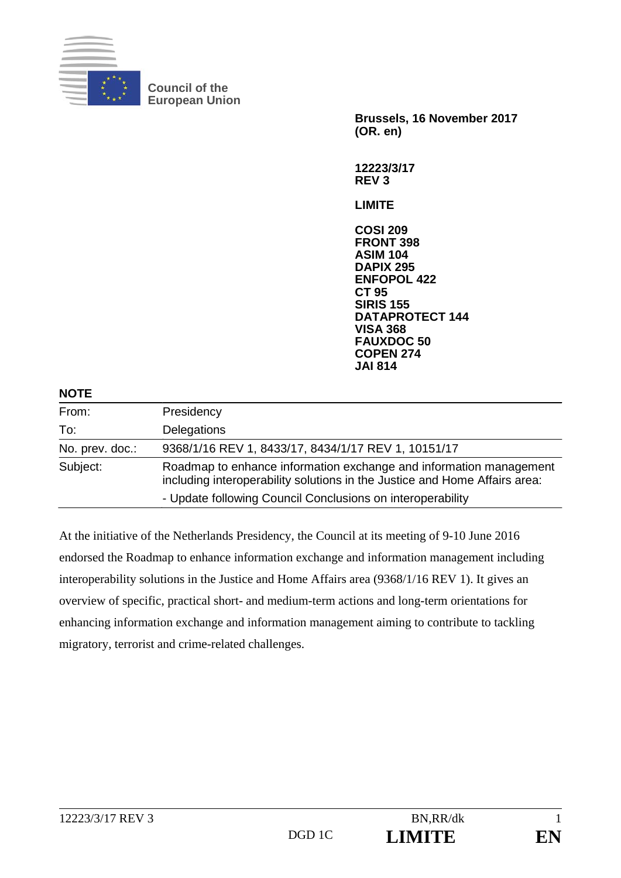**Council of the European Union**

**Brussels, 16 November 2017 (OR. en)**

**12223/3/17 REV 3**

**LIMITE**

**COSI 209**
**FRONT 398**
**ASIM 104**
**DAPIX 295**
**ENFOPOL 422**
**CT 95**
**SIRIS 155**
**DATAPROTECT 144**
**VISA 368**
**FAUXDOC 50**
**COPEN 274**
**JAI 814**

## NOTE

| | |
|---|---|
| From: | Presidency |
| To: | Delegations |
| No. prev. doc.: | 9368/1/16 REV 1, 8433/17, 8434/1/17 REV 1, 10151/17 |
| Subject: | Roadmap to enhance information exchange and information management including interoperability solutions in the Justice and Home Affairs area: <br> - Update following Council Conclusions on interoperability |

At the initiative of the Netherlands Presidency, the Council at its meeting of 9-10 June 2016 endorsed the Roadmap to enhance information exchange and information management including interoperability solutions in the Justice and Home Affairs area (9368/1/16 REV 1). It gives an overview of specific, practical short- and medium-term actions and long-term orientations for enhancing information exchange and information management aiming to contribute to tackling migratory, terrorist and crime-related challenges.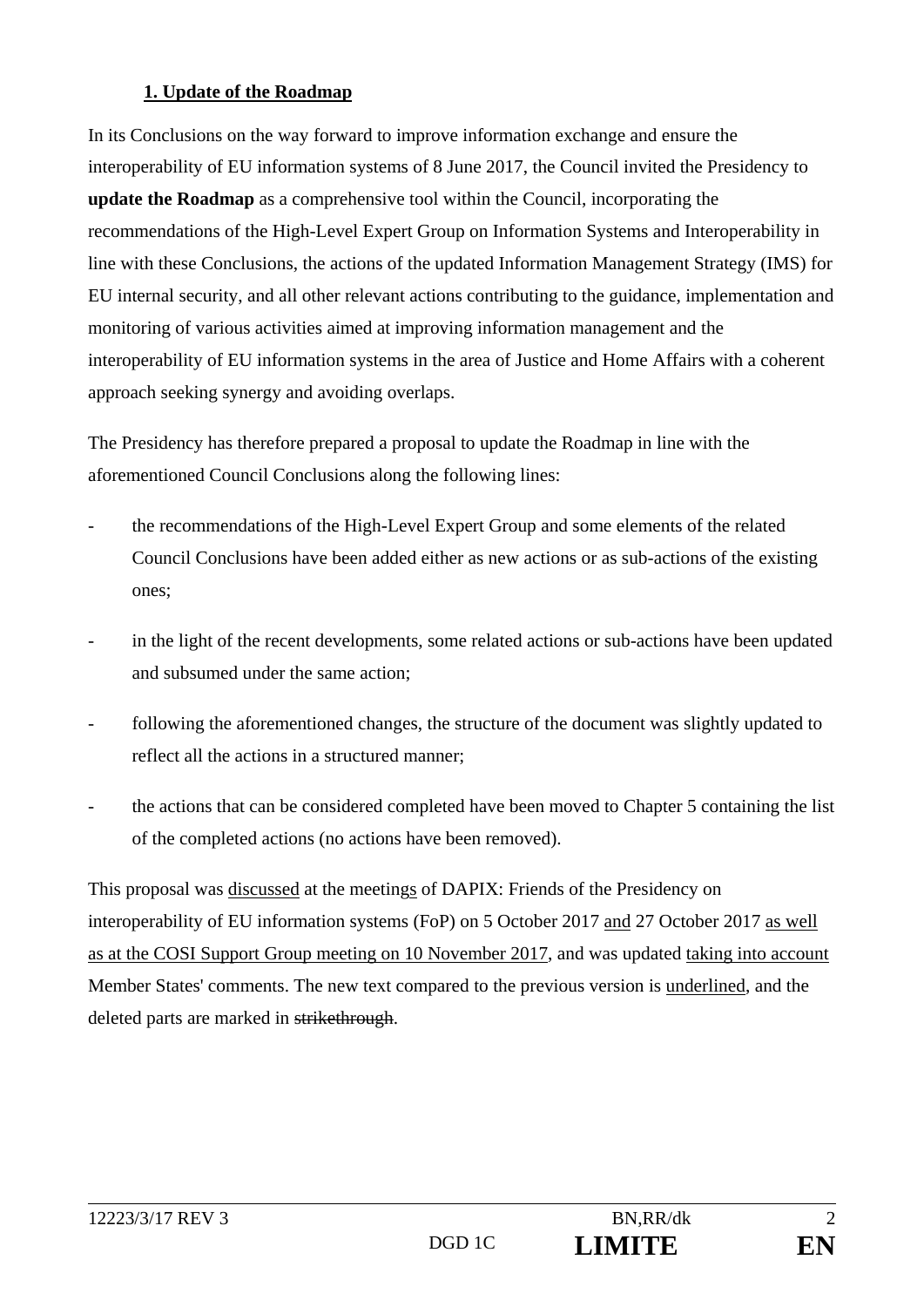## 1. Update of the Roadmap

In its Conclusions on the way forward to improve information exchange and ensure the interoperability of EU information systems of 8 June 2017, the Council invited the Presidency to **update the Roadmap** as a comprehensive tool within the Council, incorporating the recommendations of the High-Level Expert Group on Information Systems and Interoperability in line with these Conclusions, the actions of the updated Information Management Strategy (IMS) for EU internal security, and all other relevant actions contributing to the guidance, implementation and monitoring of various activities aimed at improving information management and the interoperability of EU information systems in the area of Justice and Home Affairs with a coherent approach seeking synergy and avoiding overlaps.

The Presidency has therefore prepared a proposal to update the Roadmap in line with the aforementioned Council Conclusions along the following lines:

- the recommendations of the High-Level Expert Group and some elements of the related Council Conclusions have been added either as new actions or as sub-actions of the existing ones;
- in the light of the recent developments, some related actions or sub-actions have been updated and subsumed under the same action;
- following the aforementioned changes, the structure of the document was slightly updated to reflect all the actions in a structured manner;
- the actions that can be considered completed have been moved to Chapter 5 containing the list of the completed actions (no actions have been removed).

This proposal was <u>discussed</u> at the meeting<u>s</u> of DAPIX: Friends of the Presidency on interoperability of EU information systems (FoP) on 5 October 2017 <u>and</u> 27 October 2017 <u>as well as at the COSI Support Group meeting on 10 November 2017</u>, and was updated <u>taking into account</u> Member States' comments. The new text compared to the previous version is <u>underlined</u>, and the deleted parts are marked in ~~strikethrough~~.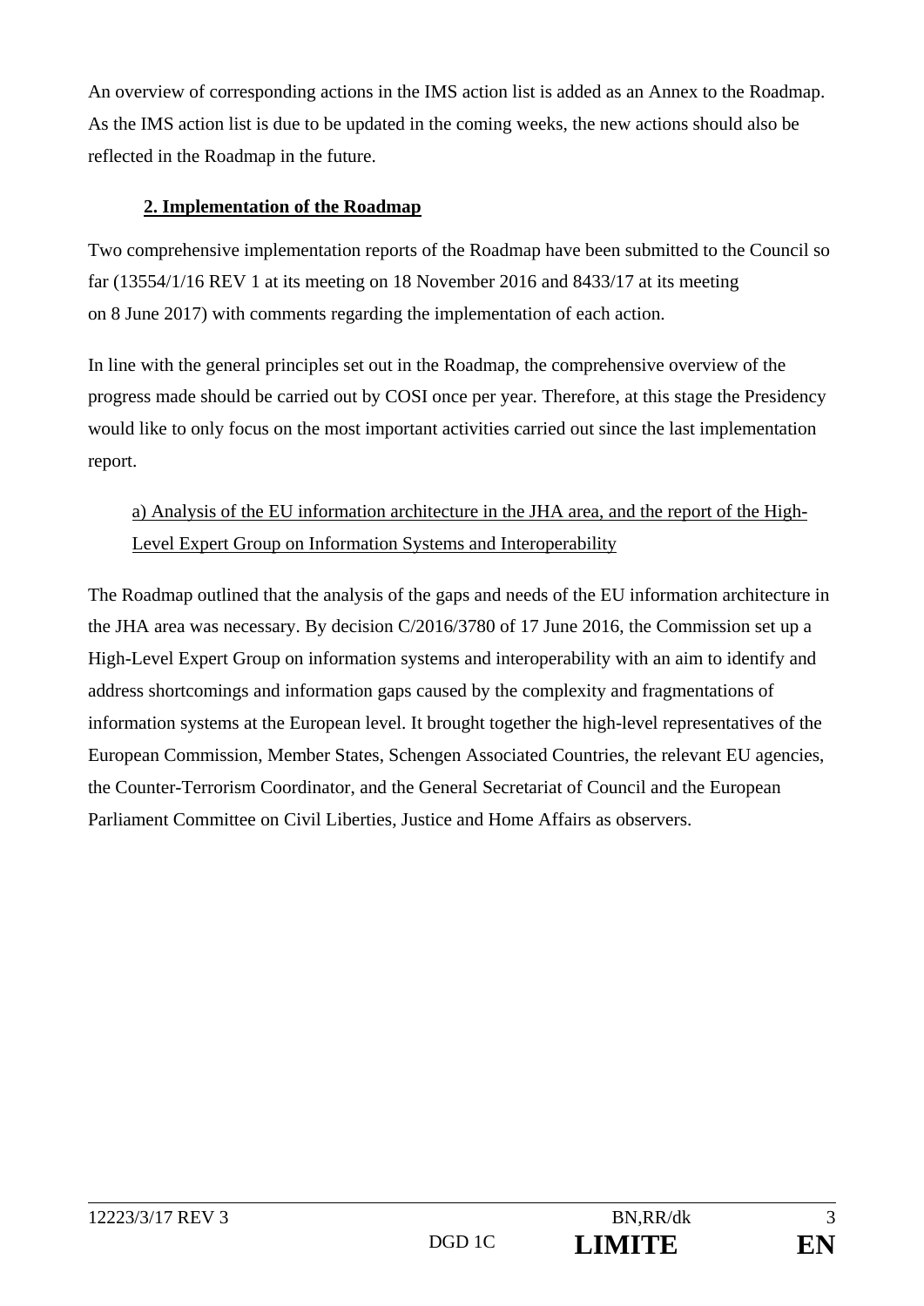An overview of corresponding actions in the IMS action list is added as an Annex to the Roadmap. As the IMS action list is due to be updated in the coming weeks, the new actions should also be reflected in the Roadmap in the future.

## 2. Implementation of the Roadmap

Two comprehensive implementation reports of the Roadmap have been submitted to the Council so far (13554/1/16 REV 1 at its meeting on 18 November 2016 and 8433/17 at its meeting on 8 June 2017) with comments regarding the implementation of each action.

In line with the general principles set out in the Roadmap, the comprehensive overview of the progress made should be carried out by COSI once per year. Therefore, at this stage the Presidency would like to only focus on the most important activities carried out since the last implementation report.

### a) Analysis of the EU information architecture in the JHA area, and the report of the High-Level Expert Group on Information Systems and Interoperability

The Roadmap outlined that the analysis of the gaps and needs of the EU information architecture in the JHA area was necessary. By decision C/2016/3780 of 17 June 2016, the Commission set up a High-Level Expert Group on information systems and interoperability with an aim to identify and address shortcomings and information gaps caused by the complexity and fragmentations of information systems at the European level. It brought together the high-level representatives of the European Commission, Member States, Schengen Associated Countries, the relevant EU agencies, the Counter-Terrorism Coordinator, and the General Secretariat of Council and the European Parliament Committee on Civil Liberties, Justice and Home Affairs as observers.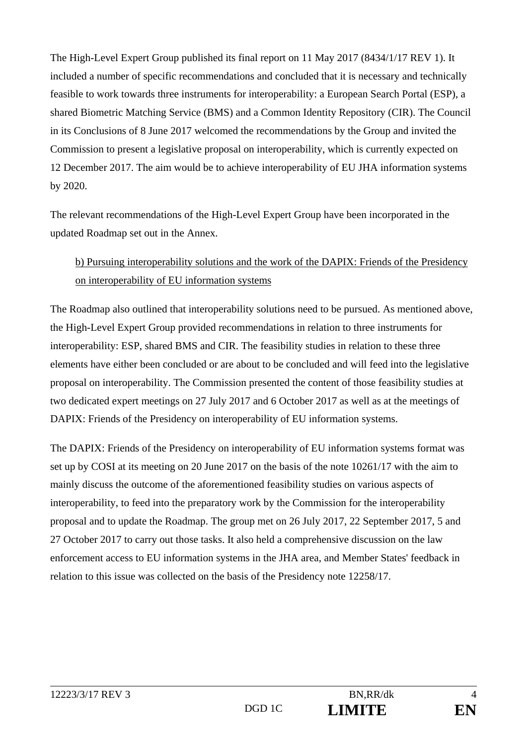The High-Level Expert Group published its final report on 11 May 2017 (8434/1/17 REV 1). It included a number of specific recommendations and concluded that it is necessary and technically feasible to work towards three instruments for interoperability: a European Search Portal (ESP), a shared Biometric Matching Service (BMS) and a Common Identity Repository (CIR). The Council in its Conclusions of 8 June 2017 welcomed the recommendations by the Group and invited the Commission to present a legislative proposal on interoperability, which is currently expected on 12 December 2017. The aim would be to achieve interoperability of EU JHA information systems by 2020.

The relevant recommendations of the High-Level Expert Group have been incorporated in the updated Roadmap set out in the Annex.

b) Pursuing interoperability solutions and the work of the DAPIX: Friends of the Presidency on interoperability of EU information systems

The Roadmap also outlined that interoperability solutions need to be pursued. As mentioned above, the High-Level Expert Group provided recommendations in relation to three instruments for interoperability: ESP, shared BMS and CIR. The feasibility studies in relation to these three elements have either been concluded or are about to be concluded and will feed into the legislative proposal on interoperability. The Commission presented the content of those feasibility studies at two dedicated expert meetings on 27 July 2017 and 6 October 2017 as well as at the meetings of DAPIX: Friends of the Presidency on interoperability of EU information systems.

The DAPIX: Friends of the Presidency on interoperability of EU information systems format was set up by COSI at its meeting on 20 June 2017 on the basis of the note 10261/17 with the aim to mainly discuss the outcome of the aforementioned feasibility studies on various aspects of interoperability, to feed into the preparatory work by the Commission for the interoperability proposal and to update the Roadmap. The group met on 26 July 2017, 22 September 2017, 5 and 27 October 2017 to carry out those tasks. It also held a comprehensive discussion on the law enforcement access to EU information systems in the JHA area, and Member States' feedback in relation to this issue was collected on the basis of the Presidency note 12258/17.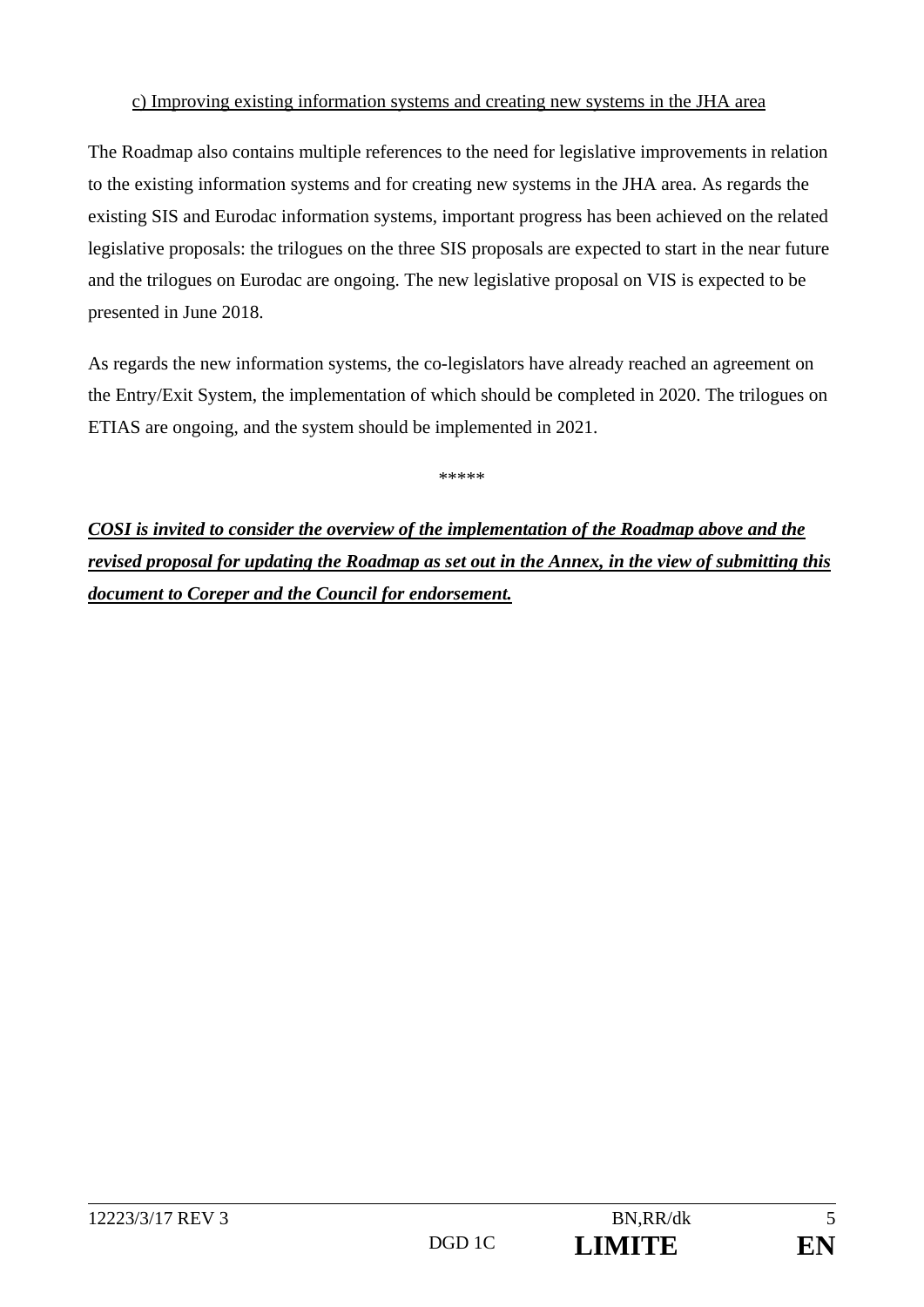c) Improving existing information systems and creating new systems in the JHA area

The Roadmap also contains multiple references to the need for legislative improvements in relation to the existing information systems and for creating new systems in the JHA area. As regards the existing SIS and Eurodac information systems, important progress has been achieved on the related legislative proposals: the trilogues on the three SIS proposals are expected to start in the near future and the trilogues on Eurodac are ongoing. The new legislative proposal on VIS is expected to be presented in June 2018.

As regards the new information systems, the co-legislators have already reached an agreement on the Entry/Exit System, the implementation of which should be completed in 2020. The trilogues on ETIAS are ongoing, and the system should be implemented in 2021.

*****

***COSI is invited to consider the overview of the implementation of the Roadmap above and the revised proposal for updating the Roadmap as set out in the Annex, in the view of submitting this document to Coreper and the Council for endorsement.***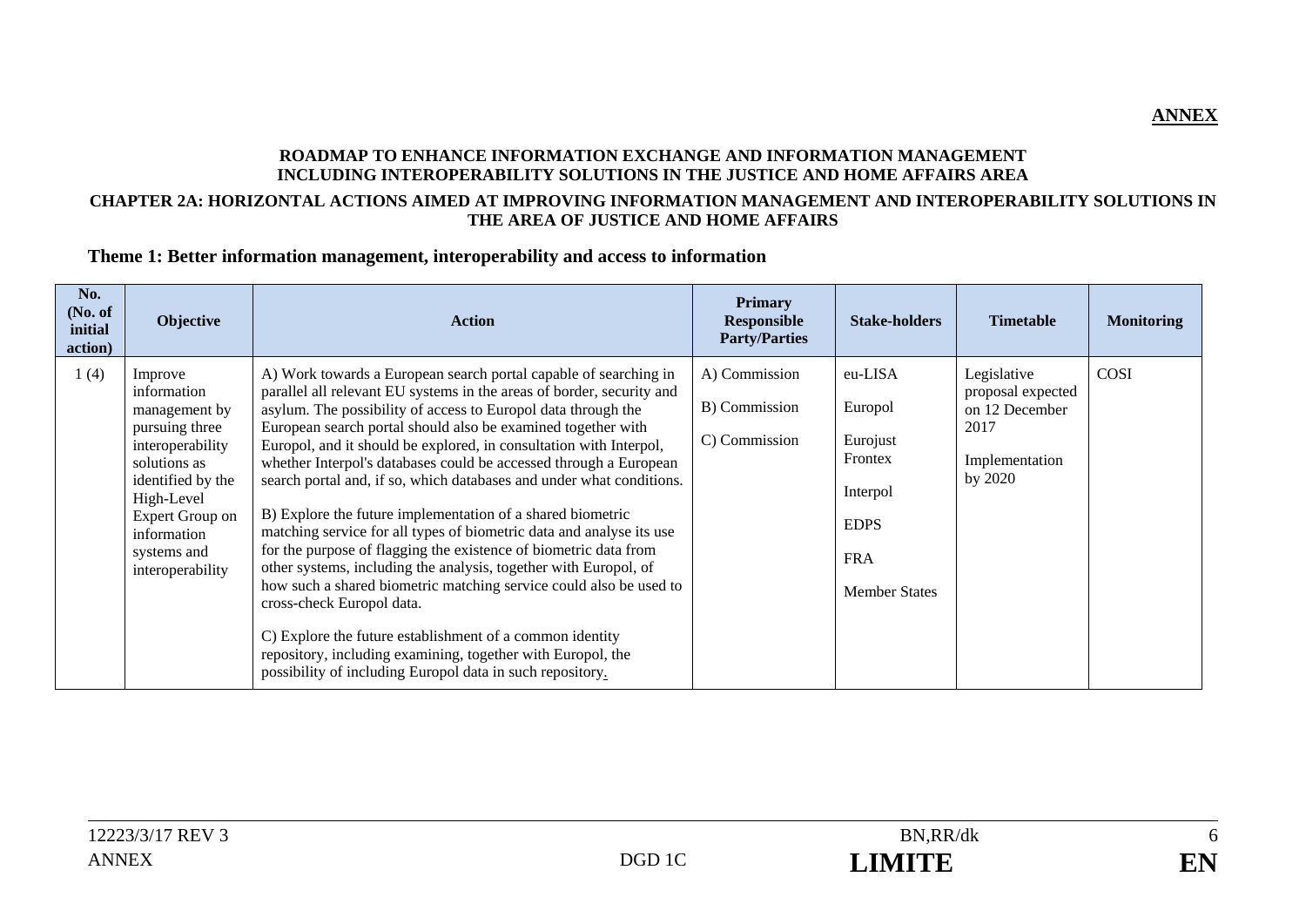**ANNEX**

**ROADMAP TO ENHANCE INFORMATION EXCHANGE AND INFORMATION MANAGEMENT INCLUDING INTEROPERABILITY SOLUTIONS IN THE JUSTICE AND HOME AFFAIRS AREA**

**CHAPTER 2A: HORIZONTAL ACTIONS AIMED AT IMPROVING INFORMATION MANAGEMENT AND INTEROPERABILITY SOLUTIONS IN THE AREA OF JUSTICE AND HOME AFFAIRS**

## Theme 1: Better information management, interoperability and access to information

| No. (No. of initial action) | Objective | Action | Primary Responsible Party/Parties | Stake-holders | Timetable | Monitoring |
|---|---|---|---|---|---|---|
| 1 (4) | Improve information management by pursuing three interoperability solutions as identified by the High-Level Expert Group on information systems and interoperability | A) Work towards a European search portal capable of searching in parallel all relevant EU systems in the areas of border, security and asylum. The possibility of access to Europol data through the European search portal should also be examined together with Europol, and it should be explored, in consultation with Interpol, whether Interpol's databases could be accessed through a European search portal and, if so, which databases and under what conditions.<br><br>B) Explore the future implementation of a shared biometric matching service for all types of biometric data and analyse its use for the purpose of flagging the existence of biometric data from other systems, including the analysis, together with Europol, of how such a shared biometric matching service could also be used to cross-check Europol data.<br><br>C) Explore the future establishment of a common identity repository, including examining, together with Europol, the possibility of including Europol data in such repository. | A) Commission<br><br>B) Commission<br><br>C) Commission | eu-LISA<br><br>Europol<br><br>Eurojust<br>Frontex<br><br>Interpol<br><br>EDPS<br><br>FRA<br><br>Member States | Legislative proposal expected on 12 December 2017<br><br>Implementation by 2020 | COSI |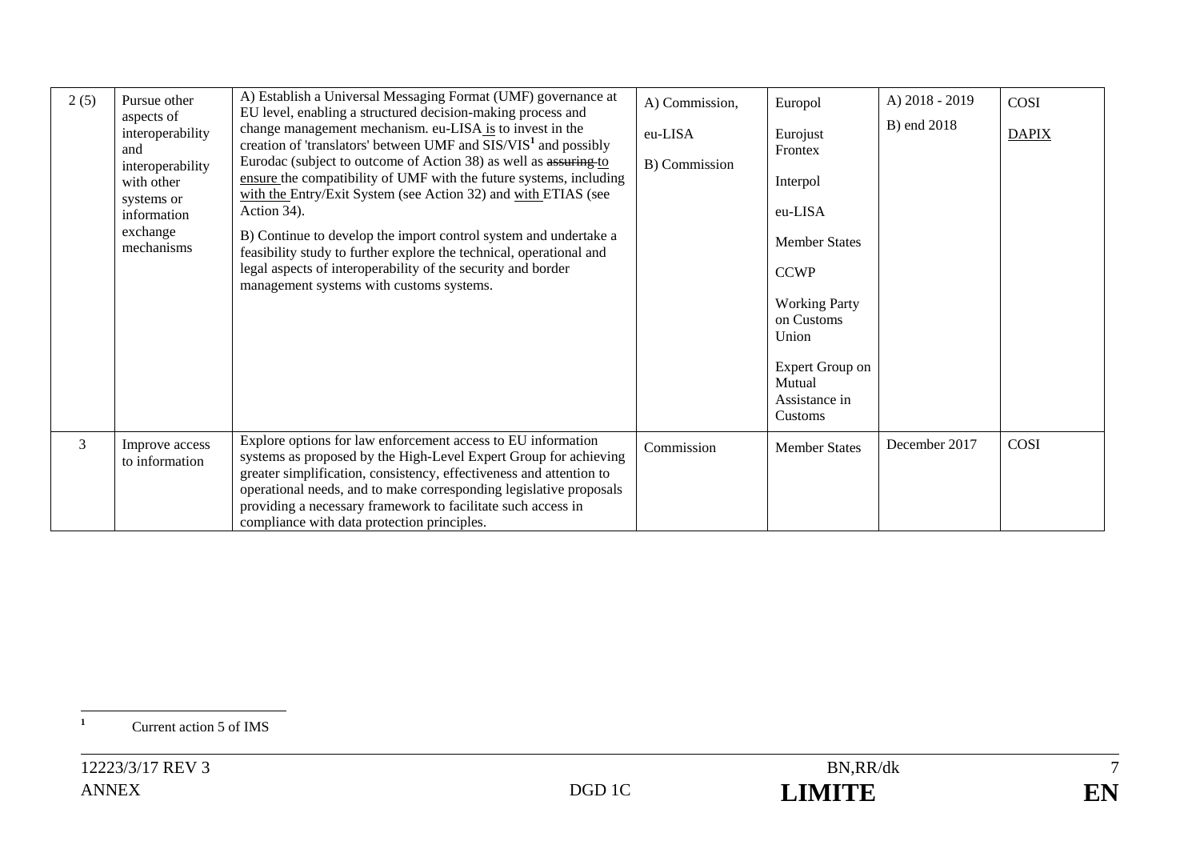| 2 (5) | Pursue other aspects of interoperability and interoperability with other systems or information exchange mechanisms | A) Establish a Universal Messaging Format (UMF) governance at EU level, enabling a structured decision-making process and change management mechanism. eu-LISA <u>is</u> to invest in the creation of 'translators' between UMF and SIS/VIS[1] and possibly Eurodac (subject to outcome of Action 38) as well as ~~assuring~~ <u>to ensure</u> the compatibility of UMF with the future systems, including <u>with the</u> Entry/Exit System (see Action 32) and <u>with</u> ETIAS (see Action 34).<br><br>B) Continue to develop the import control system and undertake a feasibility study to further explore the technical, operational and legal aspects of interoperability of the security and border management systems with customs systems. | A) Commission,<br><br>eu-LISA<br><br>B) Commission | Europol<br><br>Eurojust<br>Frontex<br><br>Interpol<br><br>eu-LISA<br><br>Member States<br><br>CCWP<br><br>Working Party on Customs Union<br><br>Expert Group on Mutual Assistance in Customs | A) 2018 - 2019<br><br>B) end 2018 | COSI<br><br><u>DAPIX</u> |
|---|---|---|---|---|---|---|
| 3 | Improve access to information | Explore options for law enforcement access to EU information systems as proposed by the High-Level Expert Group for achieving greater simplification, consistency, effectiveness and attention to operational needs, and to make corresponding legislative proposals providing a necessary framework to facilitate such access in compliance with data protection principles. | Commission | Member States | December 2017 | COSI |

[1] Current action 5 of IMS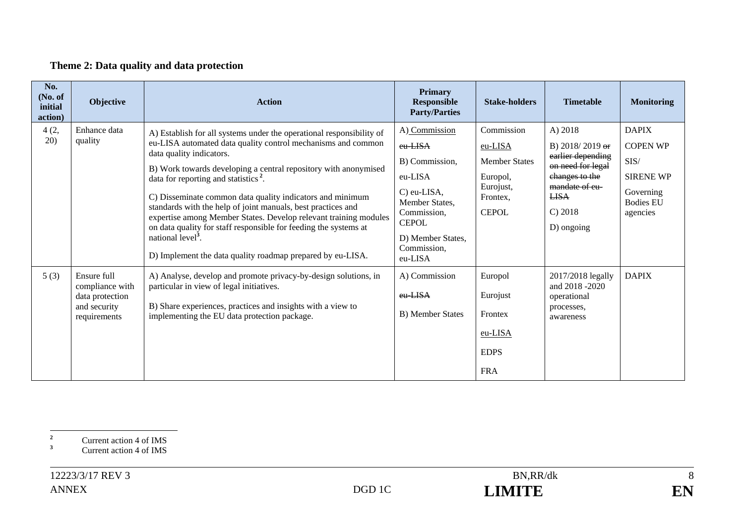**Theme 2: Data quality and data protection**

| No. (No. of initial action) | Objective | Action | Primary Responsible Party/Parties | Stake-holders | Timetable | Monitoring |
|---|---|---|---|---|---|---|
| 4 (2, 20) | Enhance data quality | A) Establish for all systems under the operational responsibility of eu-LISA automated data quality control mechanisms and common data quality indicators.<br><br>B) Work towards developing a central repository with anonymised data for reporting and statistics [2].<br><br>C) Disseminate common data quality indicators and minimum standards with the help of joint manuals, best practices and expertise among Member States. Develop relevant training modules on data quality for staff responsible for feeding the systems at national level[3].<br><br>D) Implement the data quality roadmap prepared by eu-LISA. | A) Commission<br>~~eu-LISA~~<br>B) Commission,<br>eu-LISA<br>C) eu-LISA, Member States, Commission, CEPOL<br>D) Member States, Commission, eu-LISA | Commission<br>eu-LISA<br>Member States<br>Europol, Eurojust, Frontex,<br>CEPOL | A) 2018<br>B) 2018/ 2019 ~~or earlier depending on need for legal changes to the mandate of eu-LISA~~<br>C) 2018<br>D) ongoing | DAPIX<br>COPEN WP<br>SIS/<br>SIRENE WP<br>Governing Bodies EU agencies |
| 5 (3) | Ensure full compliance with data protection and security requirements | A) Analyse, develop and promote privacy-by-design solutions, in particular in view of legal initiatives.<br><br>B) Share experiences, practices and insights with a view to implementing the EU data protection package. | A) Commission<br>~~eu-LISA~~<br>B) Member States | Europol<br>Eurojust<br>Frontex<br>eu-LISA<br>EDPS<br>FRA | 2017/2018 legally and 2018 -2020 operational processes, awareness | DAPIX |

[2] Current action 4 of IMS

[3] Current action 4 of IMS

12223/3/17 REV 3 BN,RR/dk
ANNEX DGD 1C **LIMITE** **EN**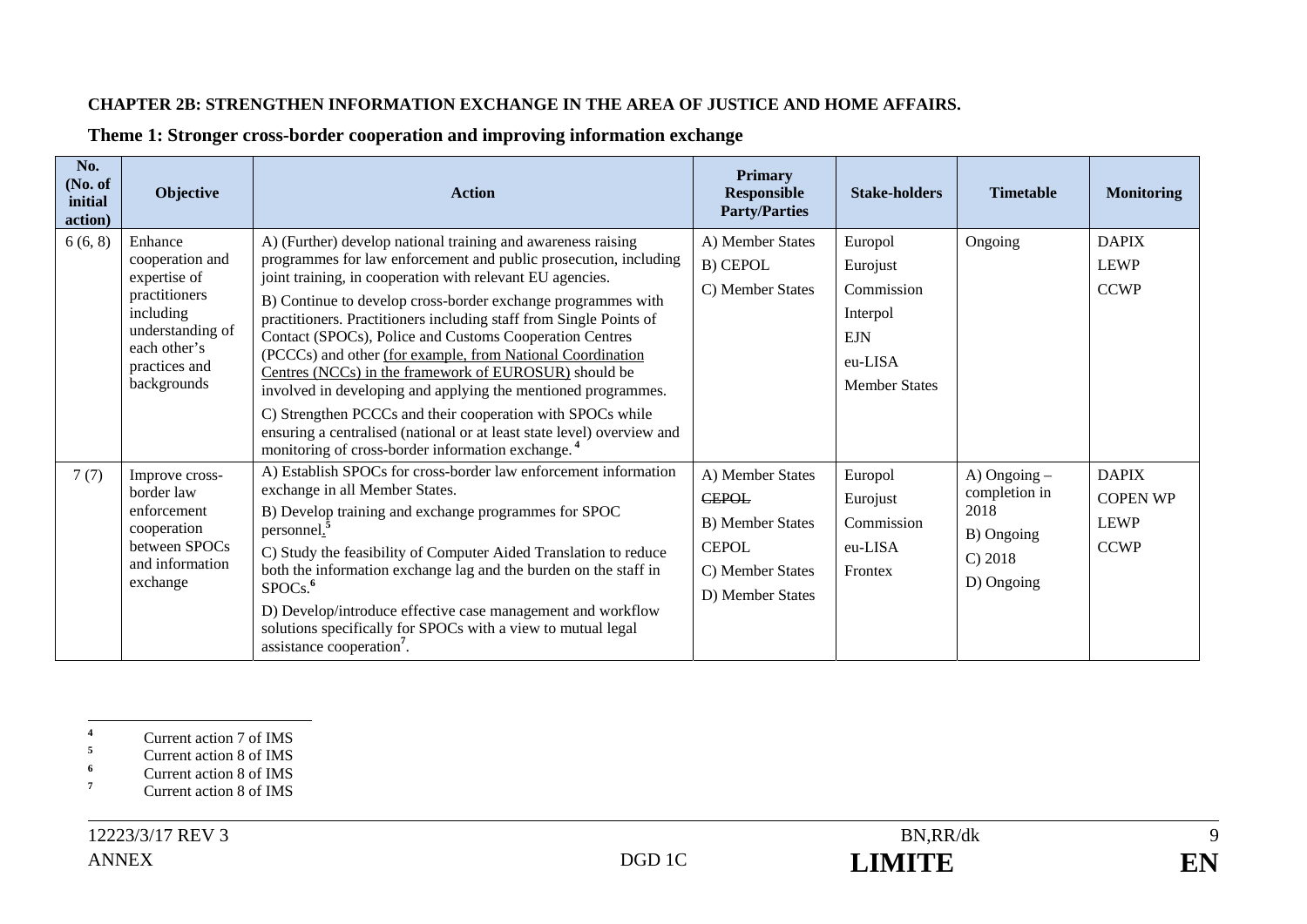**CHAPTER 2B: STRENGTHEN INFORMATION EXCHANGE IN THE AREA OF JUSTICE AND HOME AFFAIRS.**

**Theme 1: Stronger cross-border cooperation and improving information exchange**

| No. (No. of initial action) | Objective | Action | Primary Responsible Party/Parties | Stake-holders | Timetable | Monitoring |
|---|---|---|---|---|---|---|
| 6 (6, 8) | Enhance cooperation and expertise of practitioners including understanding of each other's practices and backgrounds | A) (Further) develop national training and awareness raising programmes for law enforcement and public prosecution, including joint training, in cooperation with relevant EU agencies.<br>B) Continue to develop cross-border exchange programmes with practitioners. Practitioners including staff from Single Points of Contact (SPOCs), Police and Customs Cooperation Centres (PCCCs) and other (for example, from National Coordination Centres (NCCs) in the framework of EUROSUR) should be involved in developing and applying the mentioned programmes.<br>C) Strengthen PCCCs and their cooperation with SPOCs while ensuring a centralised (national or at least state level) overview and monitoring of cross-border information exchange.[4] | A) Member States<br>B) CEPOL<br>C) Member States | Europol<br>Eurojust<br>Commission<br>Interpol<br>EJN<br>eu-LISA<br>Member States | Ongoing | DAPIX<br>LEWP<br>CCWP |
| 7 (7) | Improve cross-border law enforcement cooperation between SPOCs and information exchange | A) Establish SPOCs for cross-border law enforcement information exchange in all Member States.<br>B) Develop training and exchange programmes for SPOC personnel.[5]<br>C) Study the feasibility of Computer Aided Translation to reduce both the information exchange lag and the burden on the staff in SPOCs.[6]<br>D) Develop/introduce effective case management and workflow solutions specifically for SPOCs with a view to mutual legal assistance cooperation[7]. | A) Member States ~~CEPOL~~<br>B) Member States CEPOL<br>C) Member States<br>D) Member States | Europol<br>Eurojust<br>Commission<br>eu-LISA<br>Frontex | A) Ongoing – completion in 2018<br>B) Ongoing<br>C) 2018<br>D) Ongoing | DAPIX<br>COPEN WP<br>LEWP<br>CCWP |

[4] Current action 7 of IMS

[5] Current action 8 of IMS

[6] Current action 8 of IMS

[7] Current action 8 of IMS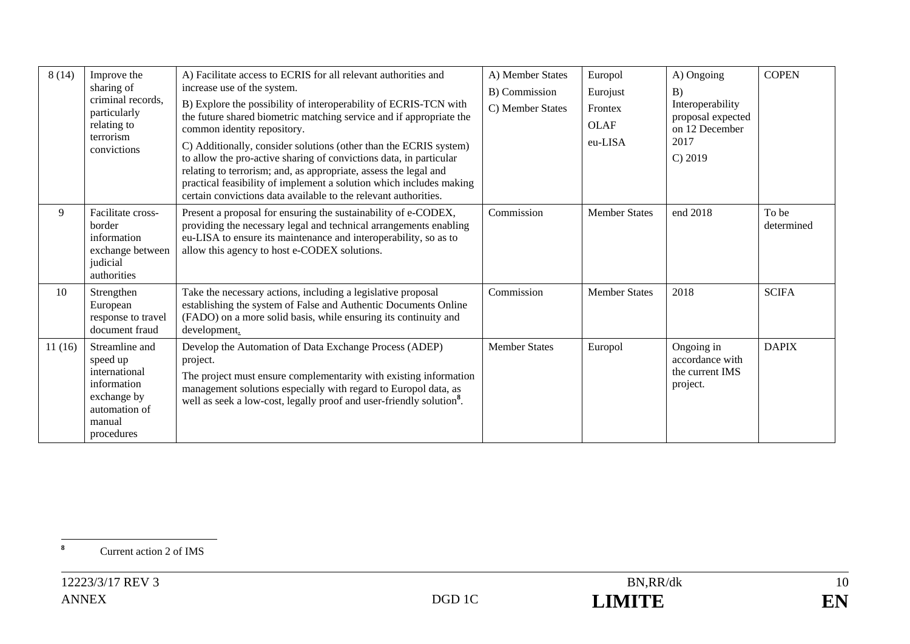| 8 (14) | Improve the sharing of criminal records, particularly relating to terrorism convictions | A) Facilitate access to ECRIS for all relevant authorities and increase use of the system.<br>B) Explore the possibility of interoperability of ECRIS-TCN with the future shared biometric matching service and if appropriate the common identity repository.<br>C) Additionally, consider solutions (other than the ECRIS system) to allow the pro-active sharing of convictions data, in particular relating to terrorism; and, as appropriate, assess the legal and practical feasibility of implement a solution which includes making certain convictions data available to the relevant authorities. | A) Member States<br>B) Commission<br>C) Member States | Europol<br>Eurojust<br>Frontex<br>OLAF<br>eu-LISA | A) Ongoing<br>B) Interoperability proposal expected on 12 December 2017<br>C) 2019 | COPEN |
|---|---|---|---|---|---|---|
| 9 | Facilitate cross-border information exchange between judicial authorities | Present a proposal for ensuring the sustainability of e-CODEX, providing the necessary legal and technical arrangements enabling eu-LISA to ensure its maintenance and interoperability, so as to allow this agency to host e-CODEX solutions. | Commission | Member States | end 2018 | To be determined |
| 10 | Strengthen European response to travel document fraud | Take the necessary actions, including a legislative proposal establishing the system of False and Authentic Documents Online (FADO) on a more solid basis, while ensuring its continuity and development. | Commission | Member States | 2018 | SCIFA |
| 11 (16) | Streamline and speed up international information exchange by automation of manual procedures | Develop the Automation of Data Exchange Process (ADEP) project.<br>The project must ensure complementarity with existing information management solutions especially with regard to Europol data, as well as seek a low-cost, legally proof and user-friendly solution[8]. | Member States | Europol | Ongoing in accordance with the current IMS project. | DAPIX |

[8] Current action 2 of IMS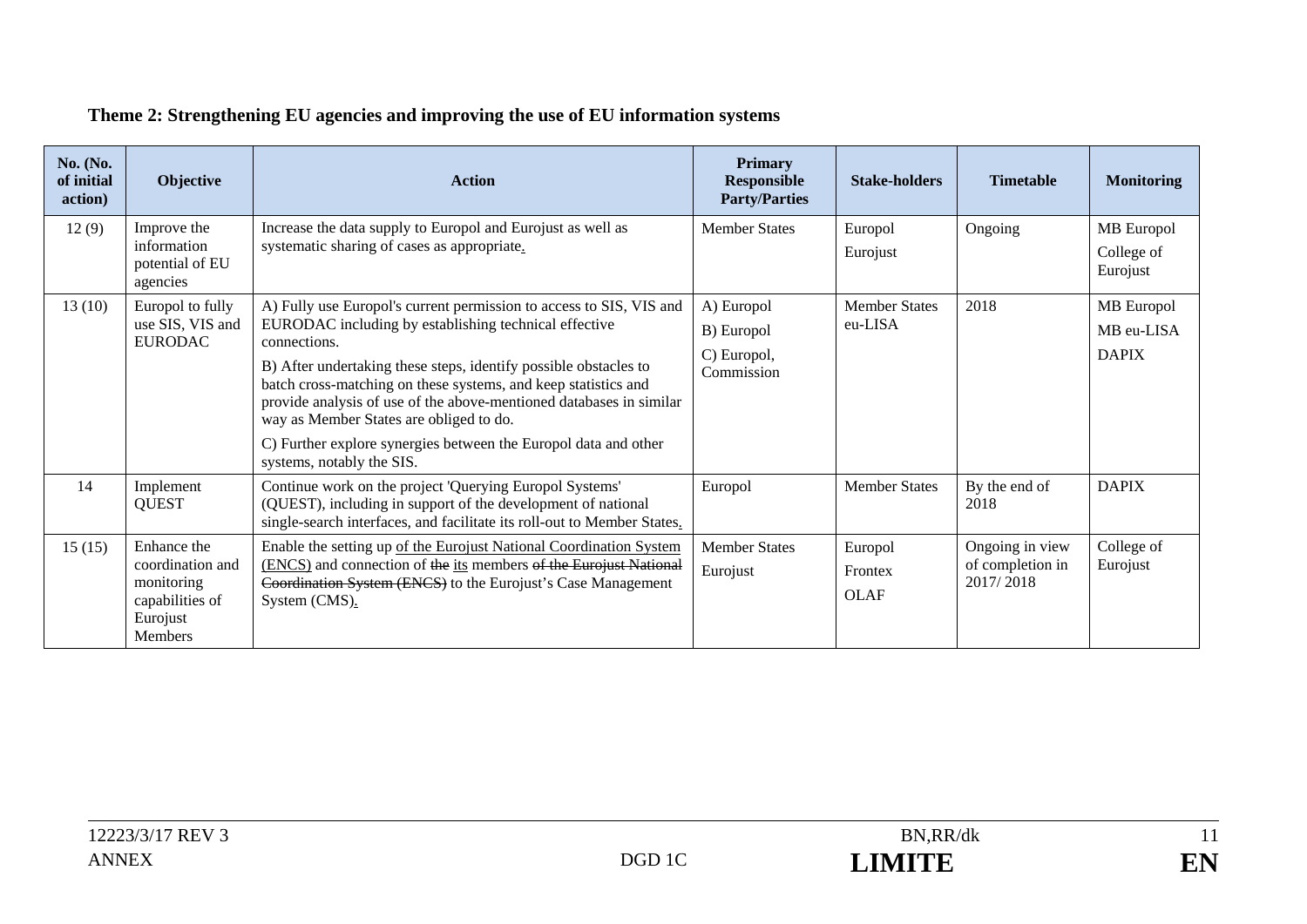**Theme 2: Strengthening EU agencies and improving the use of EU information systems**

| No. (No. of initial action) | Objective | Action | Primary Responsible Party/Parties | Stake-holders | Timetable | Monitoring |
|---|---|---|---|---|---|---|
| 12 (9) | Improve the information potential of EU agencies | Increase the data supply to Europol and Eurojust as well as systematic sharing of cases as appropriate. | Member States | Europol<br>Eurojust | Ongoing | MB Europol<br>College of Eurojust |
| 13 (10) | Europol to fully use SIS, VIS and EURODAC | A) Fully use Europol's current permission to access to SIS, VIS and EURODAC including by establishing technical effective connections.<br>B) After undertaking these steps, identify possible obstacles to batch cross-matching on these systems, and keep statistics and provide analysis of use of the above-mentioned databases in similar way as Member States are obliged to do.<br>C) Further explore synergies between the Europol data and other systems, notably the SIS. | A) Europol<br>B) Europol<br>C) Europol, Commission | Member States<br>eu-LISA | 2018 | MB Europol<br>MB eu-LISA<br>DAPIX |
| 14 | Implement QUEST | Continue work on the project 'Querying Europol Systems' (QUEST), including in support of the development of national single-search interfaces, and facilitate its roll-out to Member States. | Europol | Member States | By the end of 2018 | DAPIX |
| 15 (15) | Enhance the coordination and monitoring capabilities of Eurojust Members | Enable the setting up of the Eurojust National Coordination System (ENCS) and connection of ~~the~~ its members ~~of the Eurojust National Coordination System (ENCS)~~ to the Eurojust's Case Management System (CMS). | Member States<br>Eurojust | Europol<br>Frontex<br>OLAF | Ongoing in view of completion in 2017/ 2018 | College of Eurojust |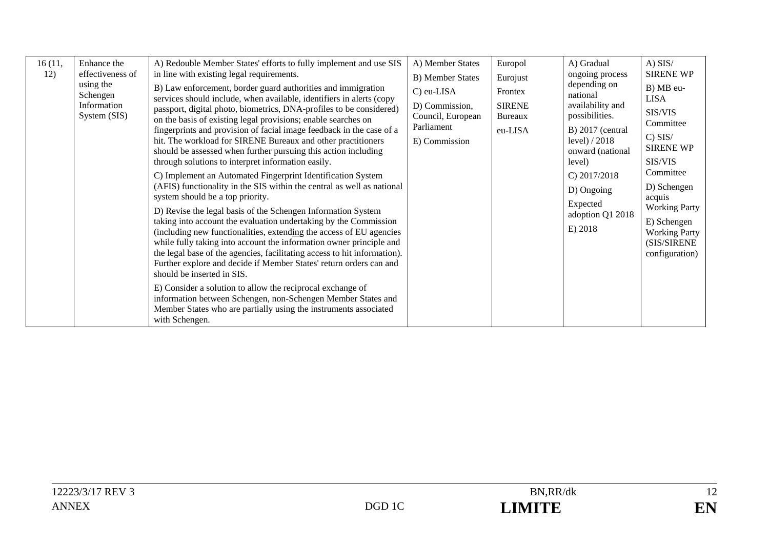| 16 (11, 12) | Enhance the effectiveness of using the Schengen Information System (SIS) | A) Redouble Member States' efforts to fully implement and use SIS in line with existing legal requirements.<br>B) Law enforcement, border guard authorities and immigration services should include, when available, identifiers in alerts (copy passport, digital photo, biometrics, DNA-profiles to be considered) on the basis of existing legal provisions; enable searches on fingerprints and provision of facial image ~~feedback~~ in the case of a hit. The workload for SIRENE Bureaux and other practitioners should be assessed when further pursuing this action including through solutions to interpret information easily.<br>C) Implement an Automated Fingerprint Identification System (AFIS) functionality in the SIS within the central as well as national system should be a top priority.<br>D) Revise the legal basis of the Schengen Information System taking into account the evaluation undertaking by the Commission (including new functionalities, extending the access of EU agencies while fully taking into account the information owner principle and the legal base of the agencies, facilitating access to hit information). Further explore and decide if Member States' return orders can and should be inserted in SIS.<br>E) Consider a solution to allow the reciprocal exchange of information between Schengen, non-Schengen Member States and Member States who are partially using the instruments associated with Schengen. | A) Member States<br>B) Member States<br>C) eu-LISA<br>D) Commission, Council, European Parliament<br>E) Commission | Europol<br>Eurojust<br>Frontex<br>SIRENE Bureaux<br>eu-LISA | A) Gradual ongoing process depending on national availability and possibilities.<br>B) 2017 (central level) / 2018 onward (national level)<br>C) 2017/2018<br>D) Ongoing<br>Expected adoption Q1 2018<br>E) 2018 | A) SIS/ SIRENE WP<br>B) MB eu-LISA<br>SIS/VIS Committee<br>C) SIS/ SIRENE WP<br>SIS/VIS Committee<br>D) Schengen acquis Working Party<br>E) Schengen Working Party (SIS/SIRENE configuration) |
|---|---|---|---|---|---|---|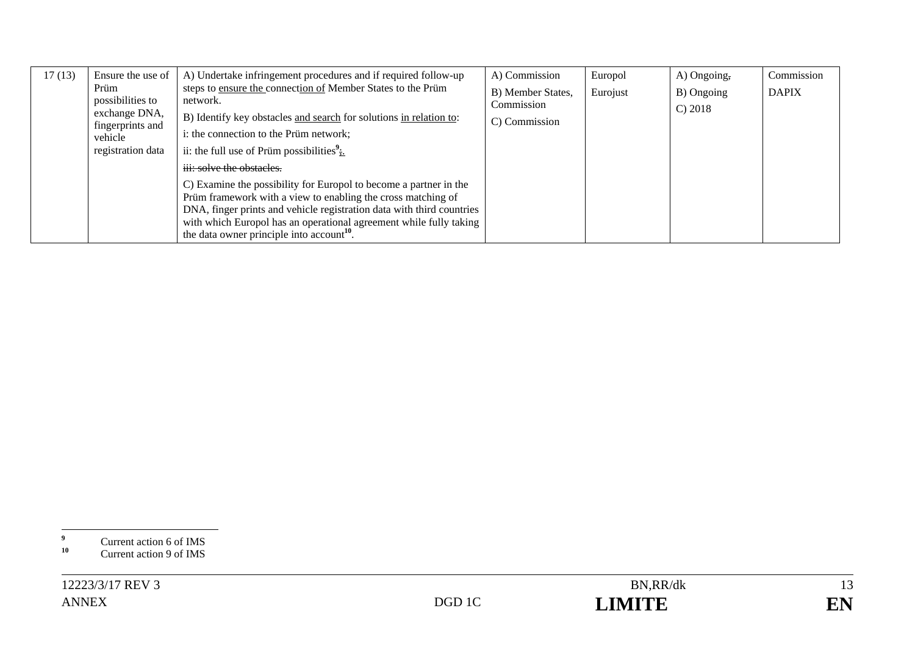| 17 (13) | Ensure the use of Prüm possibilities to exchange DNA, fingerprints and vehicle registration data | A) Undertake infringement procedures and if required follow-up steps to ensure the connection of Member States to the Prüm network.<br>B) Identify key obstacles and search for solutions in relation to:<br>i: the connection to the Prüm network;<br>ii: the full use of Prüm possibilities[9];.<br>~~iii: solve the obstacles.~~<br>C) Examine the possibility for Europol to become a partner in the Prüm framework with a view to enabling the cross matching of DNA, finger prints and vehicle registration data with third countries with which Europol has an operational agreement while fully taking the data owner principle into account[10]. | A) Commission<br>B) Member States, Commission<br>C) Commission | Europol<br>Eurojust | A) Ongoing~~,~~<br>B) Ongoing<br>C) 2018 | Commission<br>DAPIX |
|---|---|---|---|---|---|---|

[9] Current action 6 of IMS

[10] Current action 9 of IMS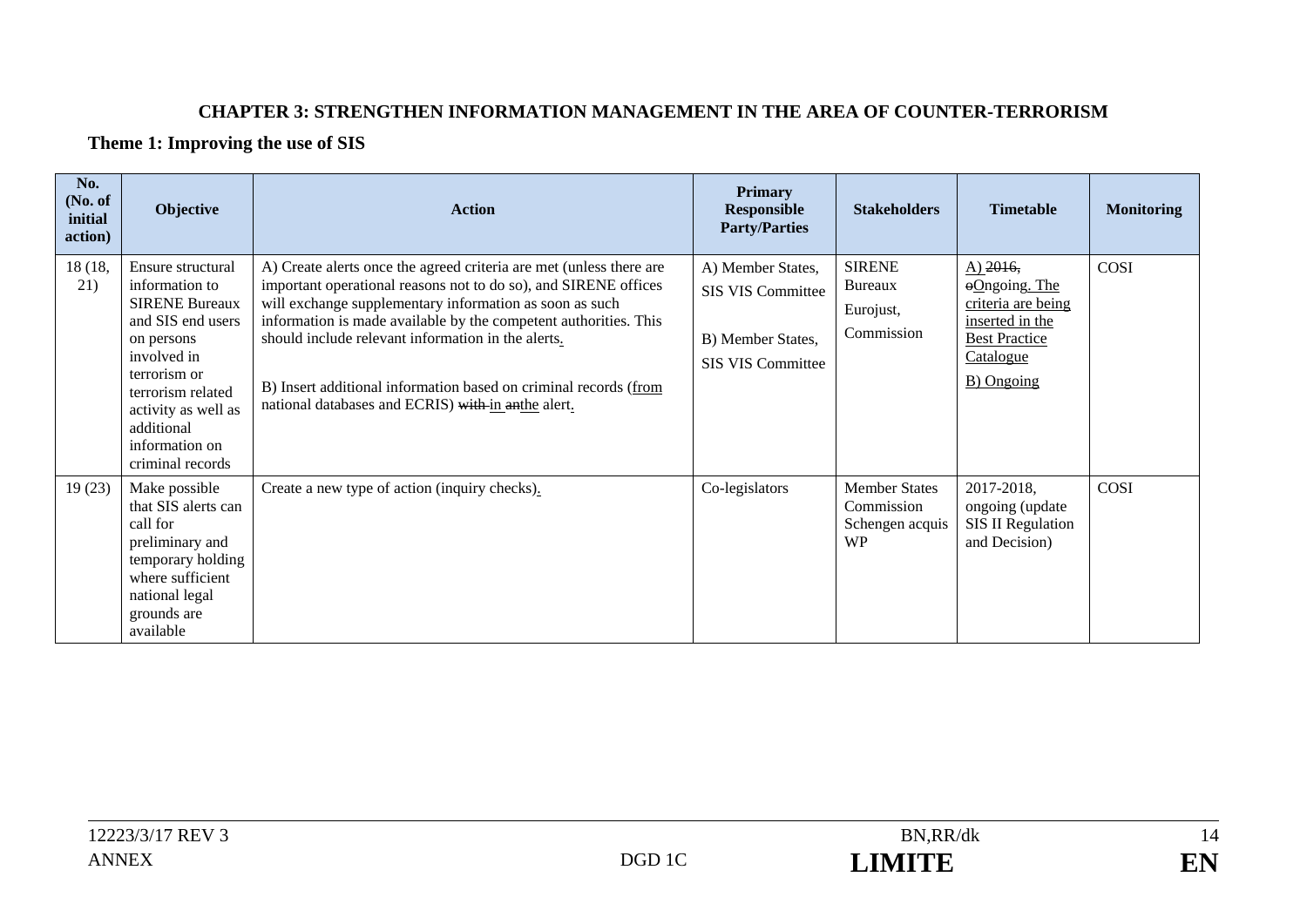**CHAPTER 3: STRENGTHEN INFORMATION MANAGEMENT IN THE AREA OF COUNTER-TERRORISM**

**Theme 1: Improving the use of SIS**

| No. (No. of initial action) | Objective | Action | Primary Responsible Party/Parties | Stakeholders | Timetable | Monitoring |
|---|---|---|---|---|---|---|
| 18 (18, 21) | Ensure structural information to SIRENE Bureaux and SIS end users on persons involved in terrorism or terrorism related activity as well as additional information on criminal records | A) Create alerts once the agreed criteria are met (unless there are important operational reasons not to do so), and SIRENE offices will exchange supplementary information as soon as such information is made available by the competent authorities. This should include relevant information in the alerts.<br><br>B) Insert additional information based on criminal records (from national databases and ECRIS) ~~with~~ in ~~an~~the alert. | A) Member States, SIS VIS Committee<br><br>B) Member States, SIS VIS Committee | SIRENE Bureaux<br>Eurojust,<br>Commission | A) ~~2016,~~ ~~o~~Ongoing. The criteria are being inserted in the Best Practice Catalogue<br>B) Ongoing | COSI |
| 19 (23) | Make possible that SIS alerts can call for preliminary and temporary holding where sufficient national legal grounds are available | Create a new type of action (inquiry checks). | Co-legislators | Member States Commission Schengen acquis WP | 2017-2018, ongoing (update SIS II Regulation and Decision) | COSI |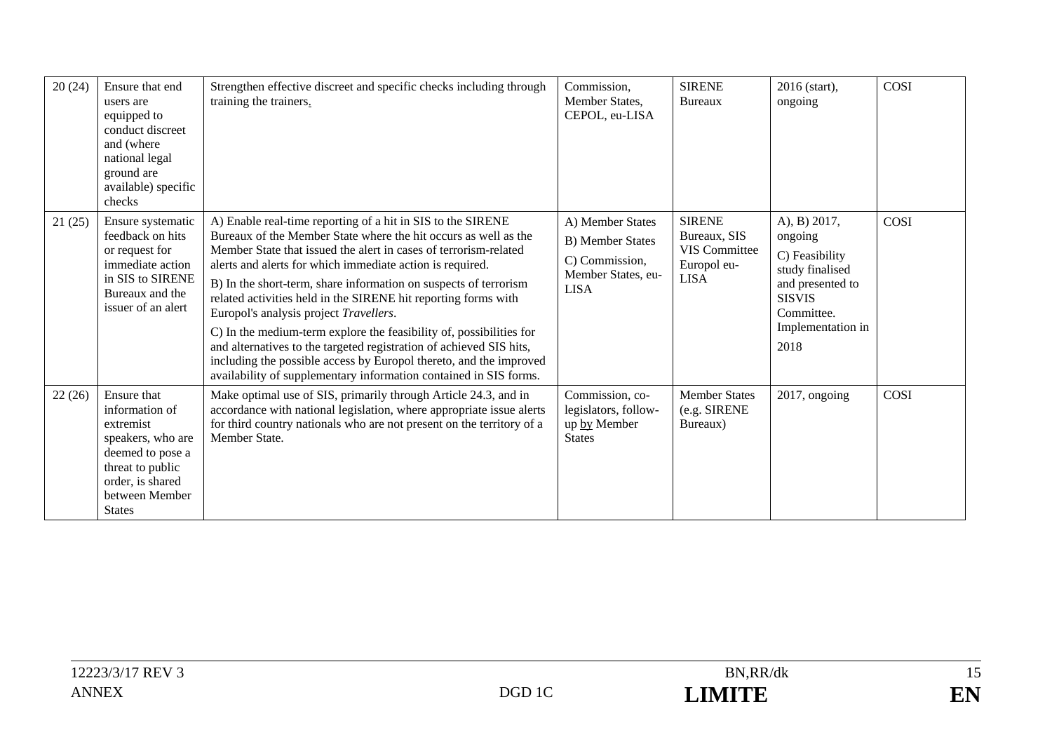| 20 (24) | Ensure that end users are equipped to conduct discreet and (where national legal ground are available) specific checks | Strengthen effective discreet and specific checks including through training the trainers. | Commission, Member States, CEPOL, eu-LISA | SIRENE Bureaux | 2016 (start), ongoing | COSI |
|---|---|---|---|---|---|---|
| 21 (25) | Ensure systematic feedback on hits or request for immediate action in SIS to SIRENE Bureaux and the issuer of an alert | A) Enable real-time reporting of a hit in SIS to the SIRENE Bureaux of the Member State where the hit occurs as well as the Member State that issued the alert in cases of terrorism-related alerts and alerts for which immediate action is required.<br><br>B) In the short-term, share information on suspects of terrorism related activities held in the SIRENE hit reporting forms with Europol's analysis project *Travellers*.<br><br>C) In the medium-term explore the feasibility of, possibilities for and alternatives to the targeted registration of achieved SIS hits, including the possible access by Europol thereto, and the improved availability of supplementary information contained in SIS forms. | A) Member States<br>B) Member States<br>C) Commission, Member States, eu-LISA | SIRENE Bureaux, SIS VIS Committee Europol eu-LISA | A), B) 2017, ongoing<br>C) Feasibility study finalised and presented to SISVIS Committee. Implementation in 2018 | COSI |
| 22 (26) | Ensure that information of extremist speakers, who are deemed to pose a threat to public order, is shared between Member States | Make optimal use of SIS, primarily through Article 24.3, and in accordance with national legislation, where appropriate issue alerts for third country nationals who are not present on the territory of a Member State. | Commission, co-legislators, follow-up by Member States | Member States (e.g. SIRENE Bureaux) | 2017, ongoing | COSI |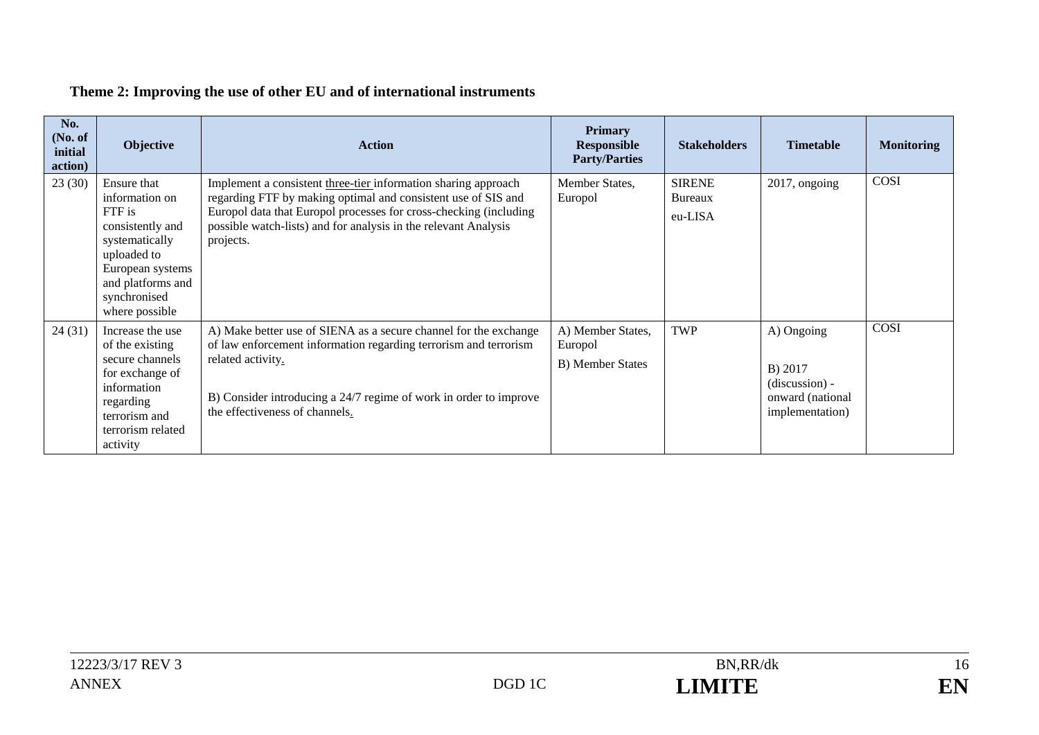**Theme 2: Improving the use of other EU and of international instruments**

| No. (No. of initial action) | Objective | Action | Primary Responsible Party/Parties | Stakeholders | Timetable | Monitoring |
|---|---|---|---|---|---|---|
| 23 (30) | Ensure that information on FTF is consistently and systematically uploaded to European systems and platforms and synchronised where possible | Implement a consistent three-tier information sharing approach regarding FTF by making optimal and consistent use of SIS and Europol data that Europol processes for cross-checking (including possible watch-lists) and for analysis in the relevant Analysis projects. | Member States, Europol | SIRENE Bureaux eu-LISA | 2017, ongoing | COSI |
| 24 (31) | Increase the use of the existing secure channels for exchange of information regarding terrorism and terrorism related activity | A) Make better use of SIENA as a secure channel for the exchange of law enforcement information regarding terrorism and terrorism related activity.<br><br>B) Consider introducing a 24/7 regime of work in order to improve the effectiveness of channels. | A) Member States, Europol<br>B) Member States | TWP | A) Ongoing<br><br>B) 2017 (discussion) - onward (national implementation) | COSI |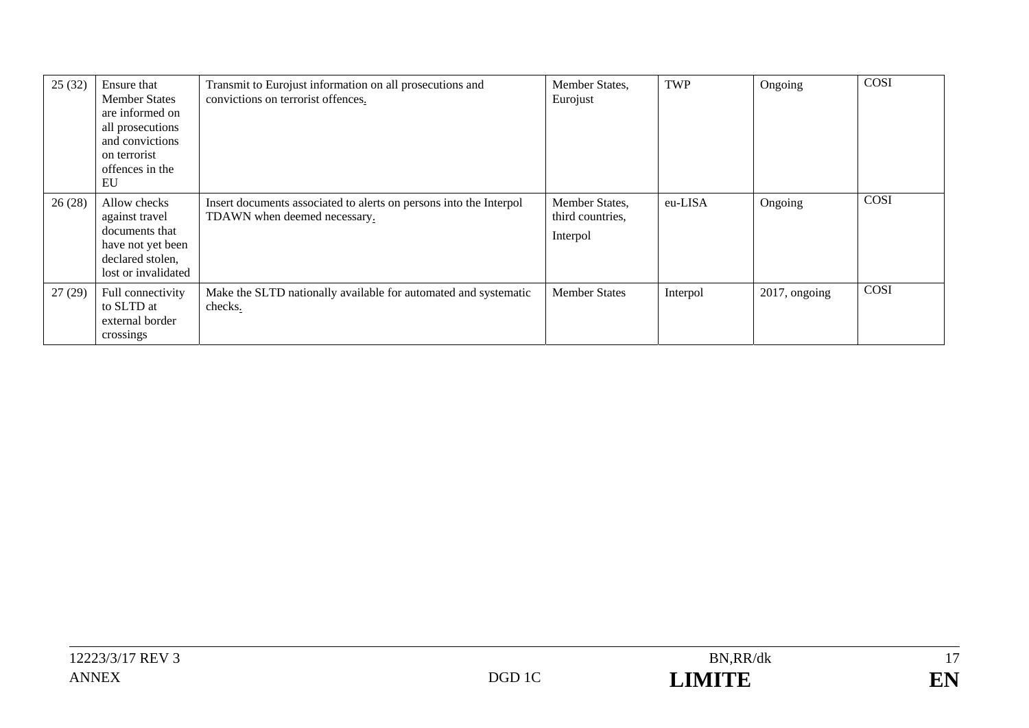| 25 (32) | Ensure that Member States are informed on all prosecutions and convictions on terrorist offences in the EU | Transmit to Eurojust information on all prosecutions and convictions on terrorist offences. | Member States, Eurojust | TWP | Ongoing | COSI |
|---|---|---|---|---|---|---|
| 26 (28) | Allow checks against travel documents that have not yet been declared stolen, lost or invalidated | Insert documents associated to alerts on persons into the Interpol TDAWN when deemed necessary. | Member States, third countries, Interpol | eu-LISA | Ongoing | COSI |
| 27 (29) | Full connectivity to SLTD at external border crossings | Make the SLTD nationally available for automated and systematic checks. | Member States | Interpol | 2017, ongoing | COSI |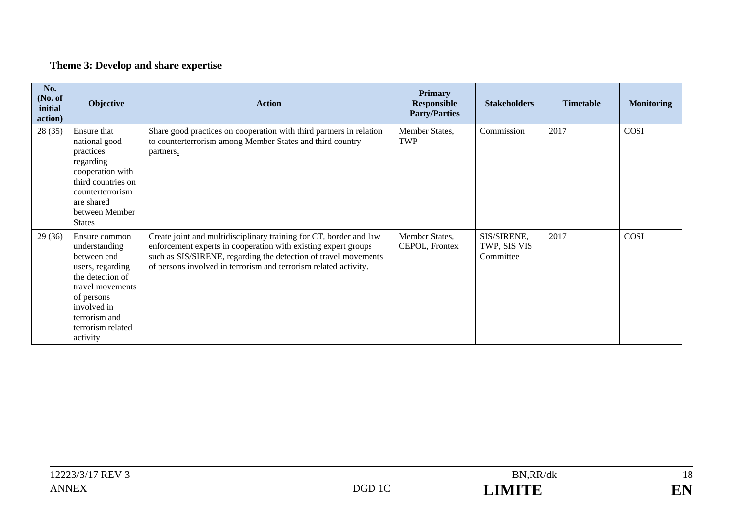**Theme 3: Develop and share expertise**

| No. (No. of initial action) | Objective | Action | Primary Responsible Party/Parties | Stakeholders | Timetable | Monitoring |
|---|---|---|---|---|---|---|
| 28 (35) | Ensure that national good practices regarding cooperation with third countries on counterterrorism are shared between Member States | Share good practices on cooperation with third partners in relation to counterterrorism among Member States and third country partners. | Member States, TWP | Commission | 2017 | COSI |
| 29 (36) | Ensure common understanding between end users, regarding the detection of travel movements of persons involved in terrorism and terrorism related activity | Create joint and multidisciplinary training for CT, border and law enforcement experts in cooperation with existing expert groups such as SIS/SIRENE, regarding the detection of travel movements of persons involved in terrorism and terrorism related activity. | Member States, CEPOL, Frontex | SIS/SIRENE, TWP, SIS VIS Committee | 2017 | COSI |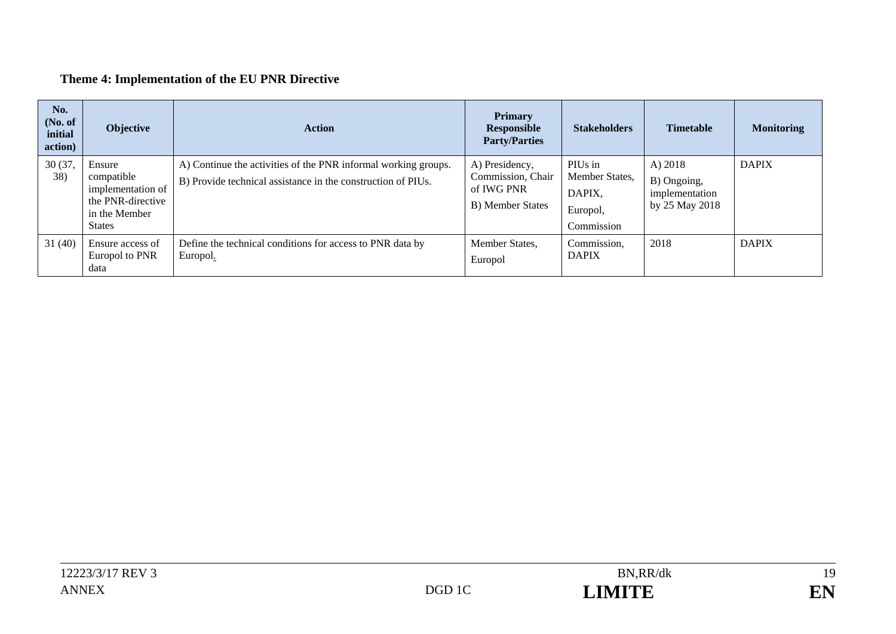**Theme 4: Implementation of the EU PNR Directive**

| No. (No. of initial action) | Objective | Action | Primary Responsible Party/Parties | Stakeholders | Timetable | Monitoring |
|---|---|---|---|---|---|---|
| 30 (37, 38) | Ensure compatible implementation of the PNR-directive in the Member States | A) Continue the activities of the PNR informal working groups. B) Provide technical assistance in the construction of PIUs. | A) Presidency, Commission, Chair of IWG PNR B) Member States | PIUs in Member States, DAPIX, Europol, Commission | A) 2018 B) Ongoing, implementation by 25 May 2018 | DAPIX |
| 31 (40) | Ensure access of Europol to PNR data | Define the technical conditions for access to PNR data by Europol. | Member States, Europol | Commission, DAPIX | 2018 | DAPIX |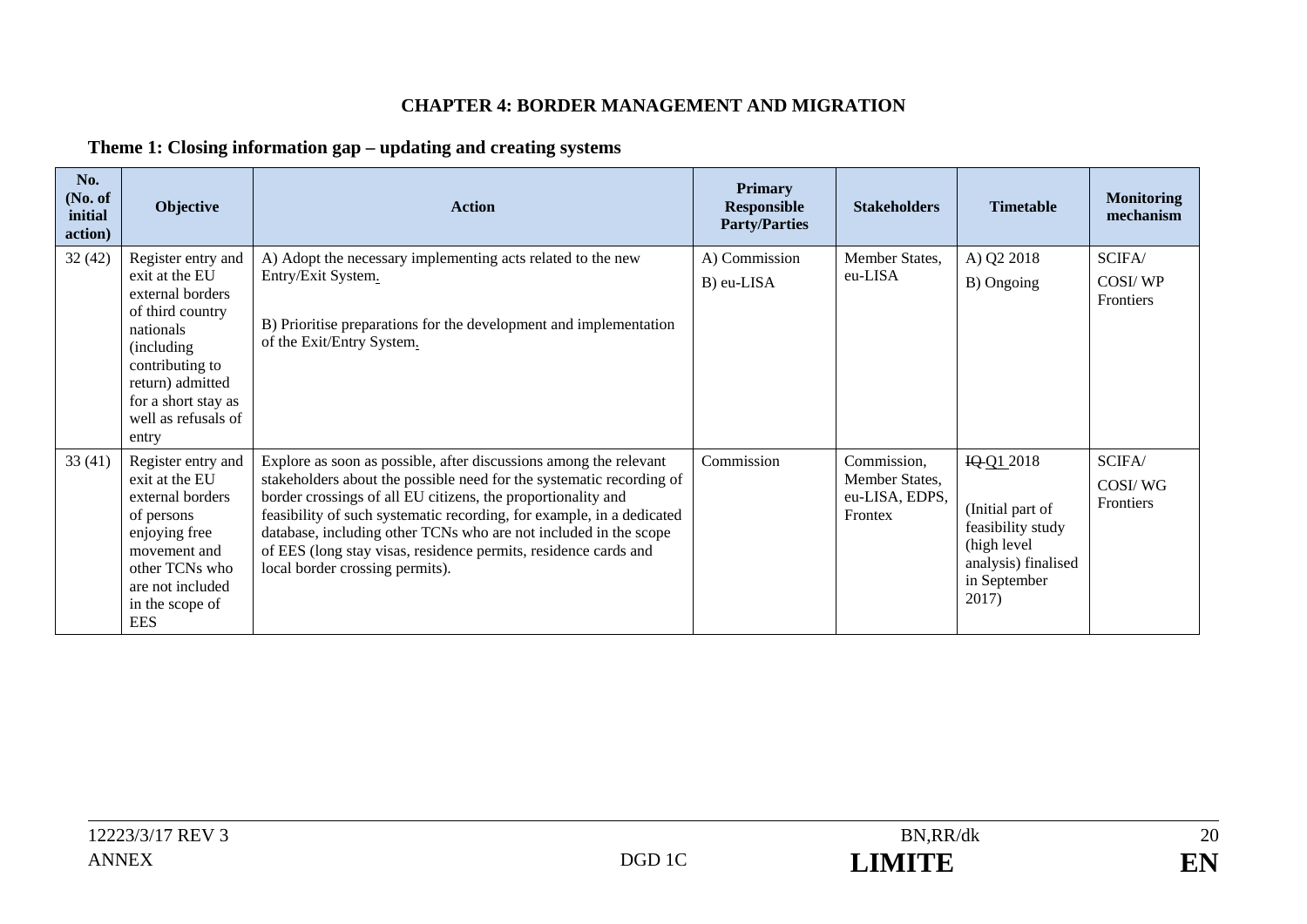## CHAPTER 4: BORDER MANAGEMENT AND MIGRATION

### Theme 1: Closing information gap – updating and creating systems

| No. (No. of initial action) | Objective | Action | Primary Responsible Party/Parties | Stakeholders | Timetable | Monitoring mechanism |
|---|---|---|---|---|---|---|
| 32 (42) | Register entry and exit at the EU external borders of third country nationals (including contributing to return) admitted for a short stay as well as refusals of entry | A) Adopt the necessary implementing acts related to the new Entry/Exit System.<br><br>B) Prioritise preparations for the development and implementation of the Exit/Entry System. | A) Commission<br>B) eu-LISA | Member States, eu-LISA | A) Q2 2018<br>B) Ongoing | SCIFA/ COSI/ WP Frontiers |
| 33 (41) | Register entry and exit at the EU external borders of persons enjoying free movement and other TCNs who are not included in the scope of EES | Explore as soon as possible, after discussions among the relevant stakeholders about the possible need for the systematic recording of border crossings of all EU citizens, the proportionality and feasibility of such systematic recording, for example, in a dedicated database, including other TCNs who are not included in the scope of EES (long stay visas, residence permits, residence cards and local border crossing permits). | Commission | Commission, Member States, eu-LISA, EDPS, Frontex | ~~IQ~~ Q1 2018<br><br>(Initial part of feasibility study (high level analysis) finalised in September 2017) | SCIFA/ COSI/ WG Frontiers |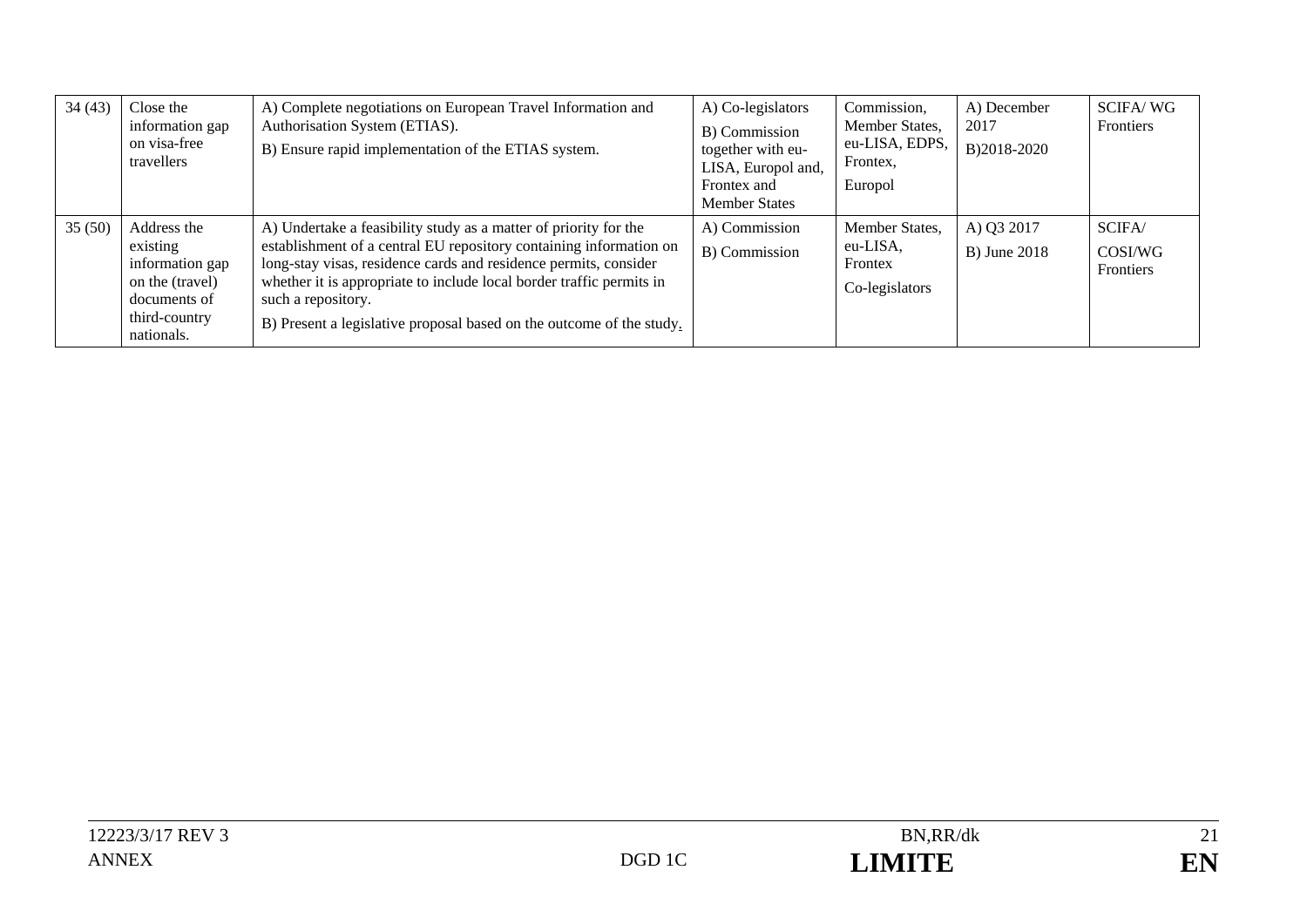| 34 (43) | Close the information gap on visa-free travellers | A) Complete negotiations on European Travel Information and Authorisation System (ETIAS).<br>B) Ensure rapid implementation of the ETIAS system. | A) Co-legislators<br>B) Commission together with eu-LISA, Europol and, Frontex and Member States | Commission, Member States, eu-LISA, EDPS, Frontex, Europol | A) December 2017<br>B)2018-2020 | SCIFA/ WG Frontiers |
|---|---|---|---|---|---|---|
| 35 (50) | Address the existing information gap on the (travel) documents of third-country nationals. | A) Undertake a feasibility study as a matter of priority for the establishment of a central EU repository containing information on long-stay visas, residence cards and residence permits, consider whether it is appropriate to include local border traffic permits in such a repository.<br>B) Present a legislative proposal based on the outcome of the study. | A) Commission<br>B) Commission | Member States, eu-LISA, Frontex<br>Co-legislators | A) Q3 2017<br>B) June 2018 | SCIFA/ COSI/WG Frontiers |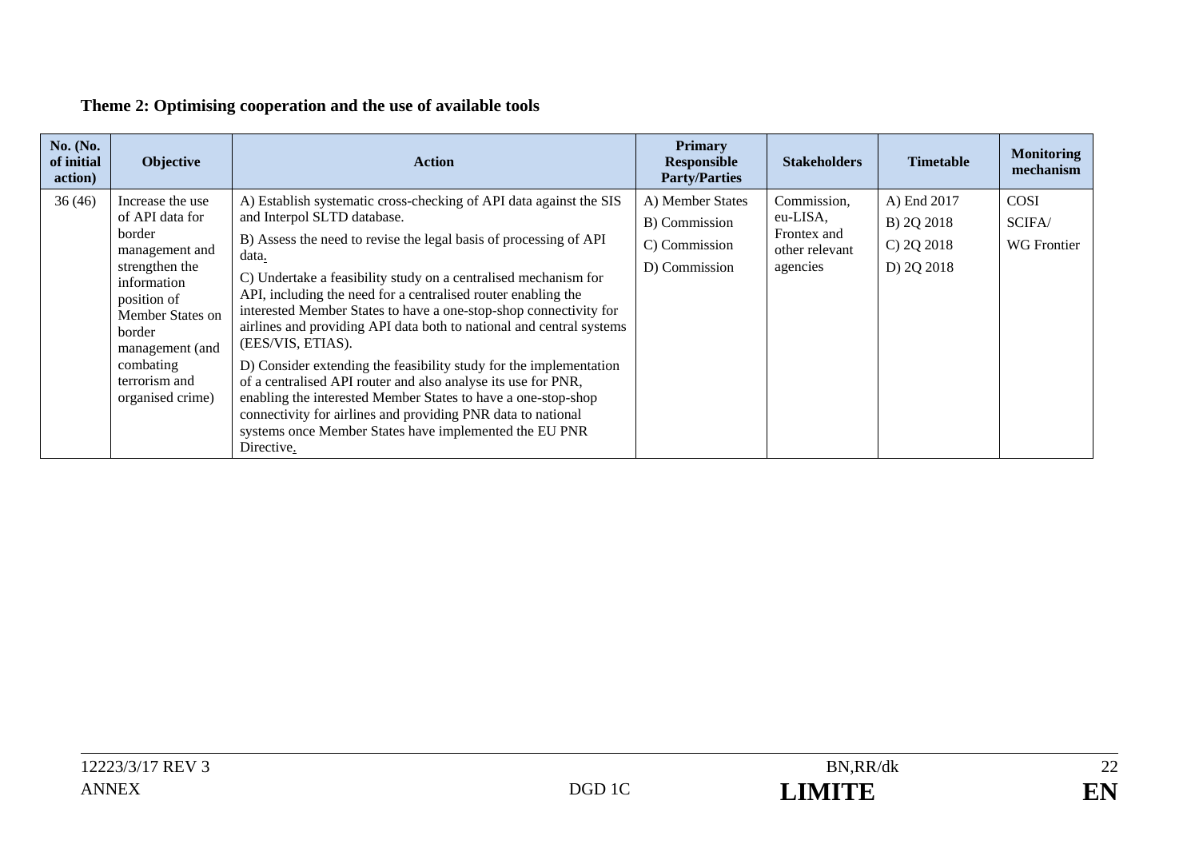**Theme 2: Optimising cooperation and the use of available tools**

| No. (No. of initial action) | Objective | Action | Primary Responsible Party/Parties | Stakeholders | Timetable | Monitoring mechanism |
|---|---|---|---|---|---|---|
| 36 (46) | Increase the use of API data for border management and strengthen the information position of Member States on border management (and combating terrorism and organised crime) | A) Establish systematic cross-checking of API data against the SIS and Interpol SLTD database.<br>B) Assess the need to revise the legal basis of processing of API data.<br>C) Undertake a feasibility study on a centralised mechanism for API, including the need for a centralised router enabling the interested Member States to have a one-stop-shop connectivity for airlines and providing API data both to national and central systems (EES/VIS, ETIAS).<br>D) Consider extending the feasibility study for the implementation of a centralised API router and also analyse its use for PNR, enabling the interested Member States to have a one-stop-shop connectivity for airlines and providing PNR data to national systems once Member States have implemented the EU PNR Directive. | A) Member States<br>B) Commission<br>C) Commission<br>D) Commission | Commission, eu-LISA, Frontex and other relevant agencies | A) End 2017<br>B) 2Q 2018<br>C) 2Q 2018<br>D) 2Q 2018 | COSI<br>SCIFA/<br>WG Frontier |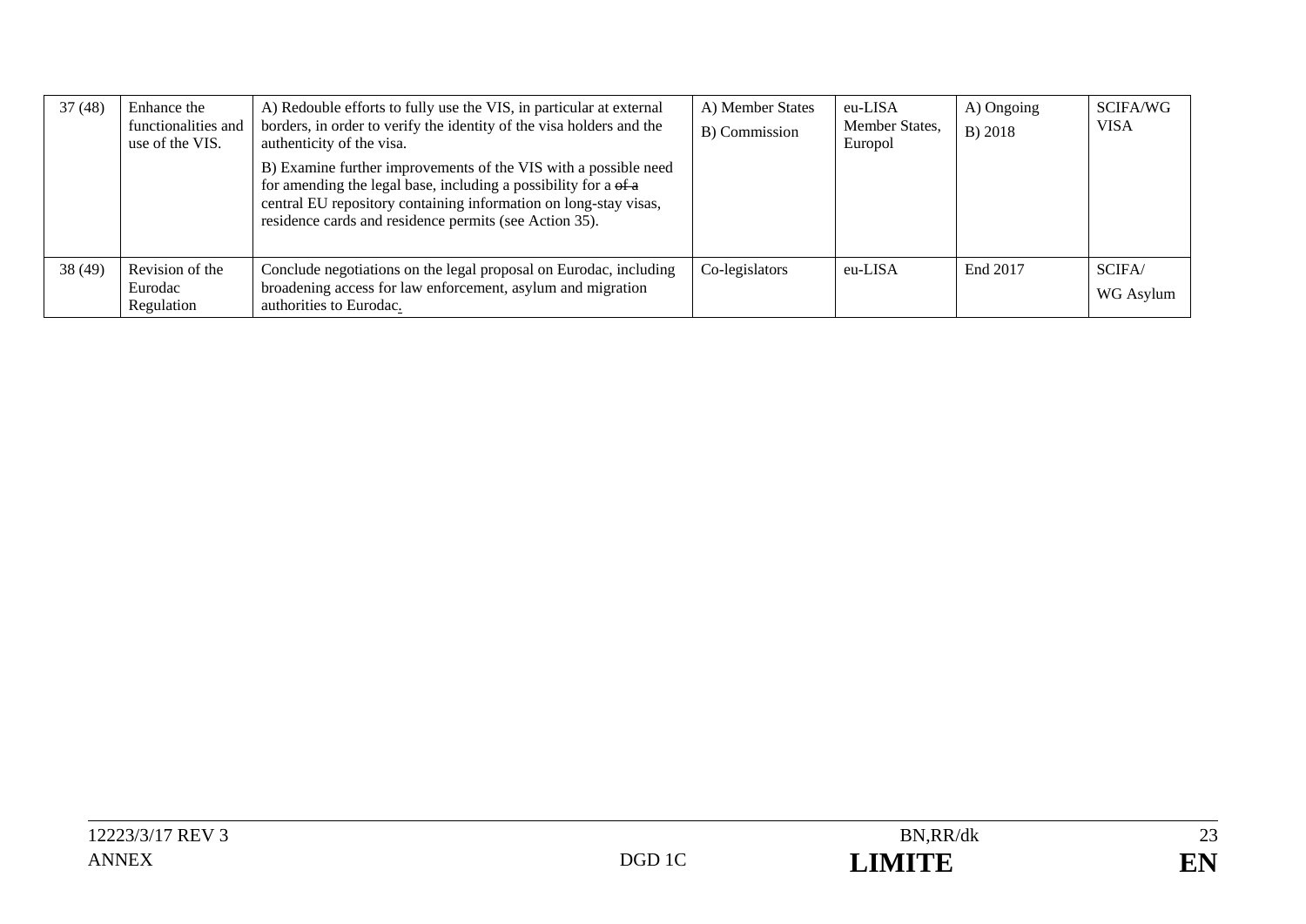| 37 (48) | Enhance the functionalities and use of the VIS. | A) Redouble efforts to fully use the VIS, in particular at external borders, in order to verify the identity of the visa holders and the authenticity of the visa.<br><br>B) Examine further improvements of the VIS with a possible need for amending the legal base, including a possibility for a ~~of a~~ central EU repository containing information on long-stay visas, residence cards and residence permits (see Action 35). | A) Member States<br>B) Commission | eu-LISA<br>Member States, Europol | A) Ongoing<br>B) 2018 | SCIFA/WG VISA |
|---|---|---|---|---|---|---|
| 38 (49) | Revision of the Eurodac Regulation | Conclude negotiations on the legal proposal on Eurodac, including broadening access for law enforcement, asylum and migration authorities to Eurodac. | Co-legislators | eu-LISA | End 2017 | SCIFA/<br>WG Asylum |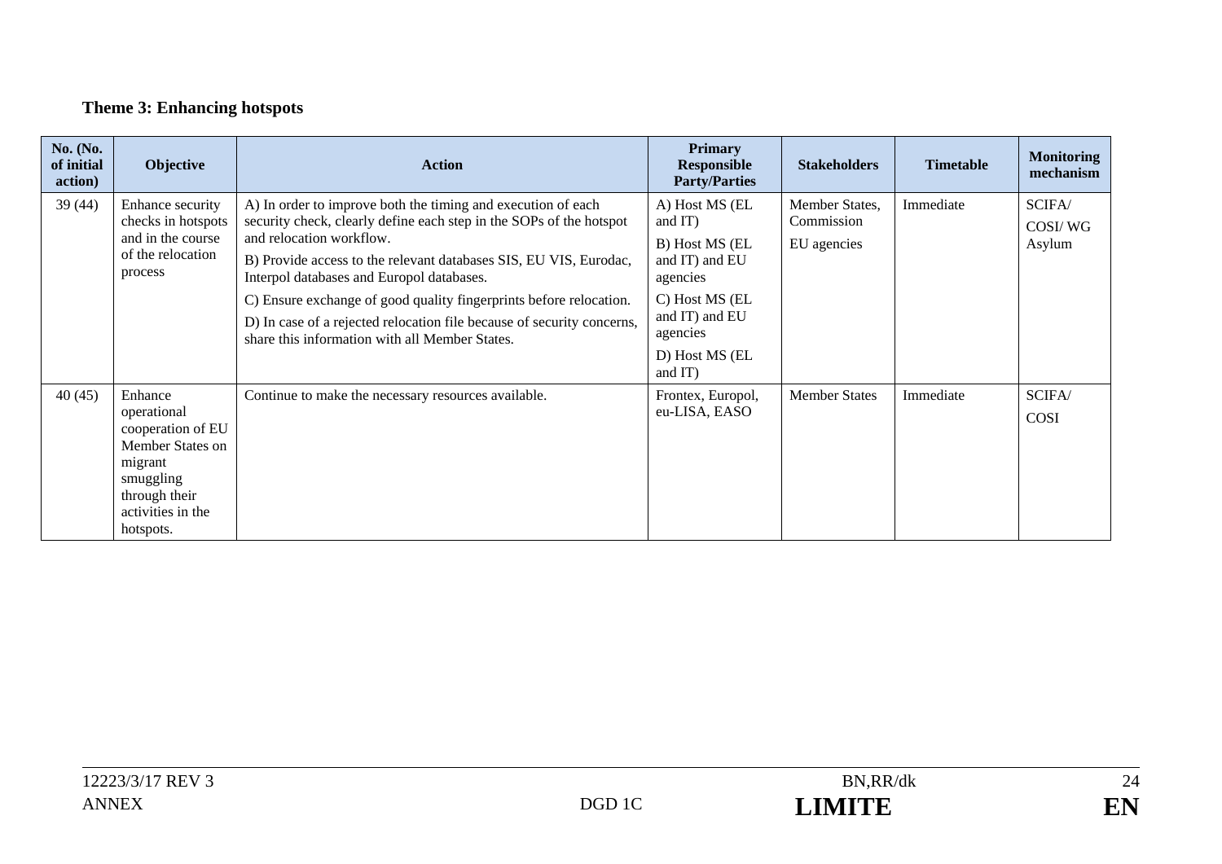**Theme 3: Enhancing hotspots**

| No. (No. of initial action) | Objective | Action | Primary Responsible Party/Parties | Stakeholders | Timetable | Monitoring mechanism |
|---|---|---|---|---|---|---|
| 39 (44) | Enhance security checks in hotspots and in the course of the relocation process | A) In order to improve both the timing and execution of each security check, clearly define each step in the SOPs of the hotspot and relocation workflow.<br>B) Provide access to the relevant databases SIS, EU VIS, Eurodac, Interpol databases and Europol databases.<br>C) Ensure exchange of good quality fingerprints before relocation.<br>D) In case of a rejected relocation file because of security concerns, share this information with all Member States. | A) Host MS (EL and IT)<br>B) Host MS (EL and IT) and EU agencies<br>C) Host MS (EL and IT) and EU agencies<br>D) Host MS (EL and IT) | Member States, Commission<br>EU agencies | Immediate | SCIFA/<br>COSI/ WG Asylum |
| 40 (45) | Enhance operational cooperation of EU Member States on migrant smuggling through their activities in the hotspots. | Continue to make the necessary resources available. | Frontex, Europol, eu-LISA, EASO | Member States | Immediate | SCIFA/<br>COSI |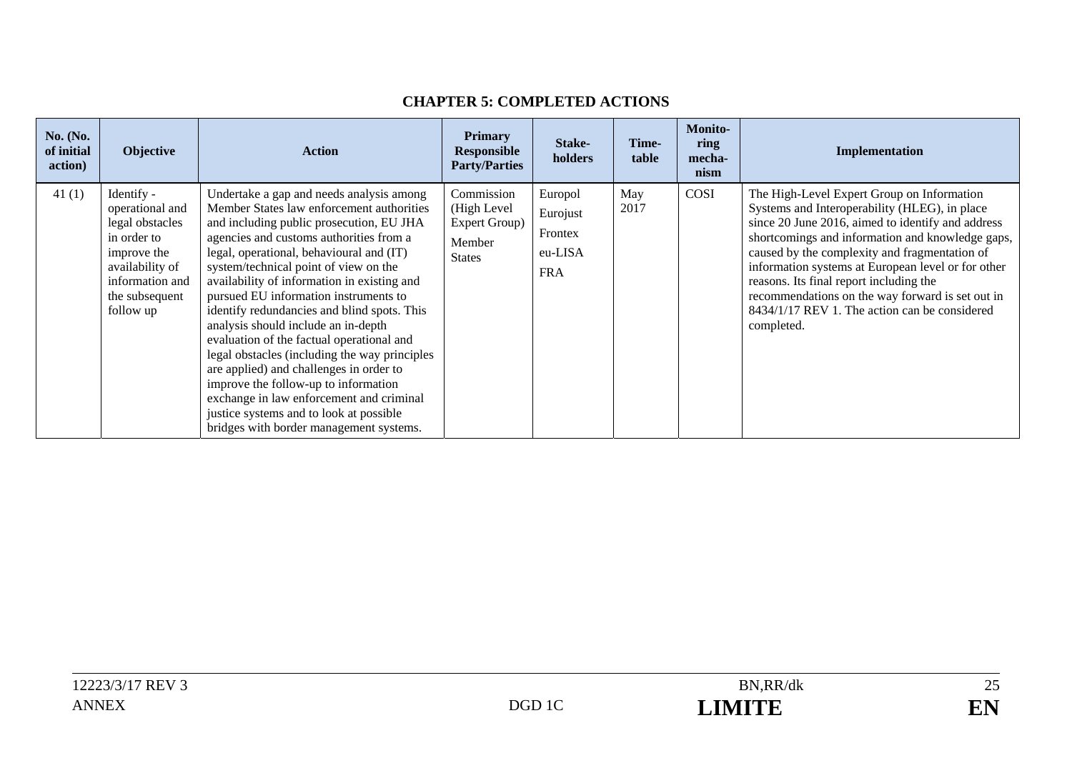## CHAPTER 5: COMPLETED ACTIONS

| No. (No. of initial action) | Objective | Action | Primary Responsible Party/Parties | Stake-holders | Time-table | Monito-ring mecha-nism | Implementation |
|---|---|---|---|---|---|---|---|
| 41 (1) | Identify - operational and legal obstacles in order to improve the availability of information and the subsequent follow up | Undertake a gap and needs analysis among Member States law enforcement authorities and including public prosecution, EU JHA agencies and customs authorities from a legal, operational, behavioural and (IT) system/technical point of view on the availability of information in existing and pursued EU information instruments to identify redundancies and blind spots. This analysis should include an in-depth evaluation of the factual operational and legal obstacles (including the way principles are applied) and challenges in order to improve the follow-up to information exchange in law enforcement and criminal justice systems and to look at possible bridges with border management systems. | Commission (High Level Expert Group) Member States | Europol Eurojust Frontex eu-LISA FRA | May 2017 | COSI | The High-Level Expert Group on Information Systems and Interoperability (HLEG), in place since 20 June 2016, aimed to identify and address shortcomings and information and knowledge gaps, caused by the complexity and fragmentation of information systems at European level or for other reasons. Its final report including the recommendations on the way forward is set out in 8434/1/17 REV 1. The action can be considered completed. |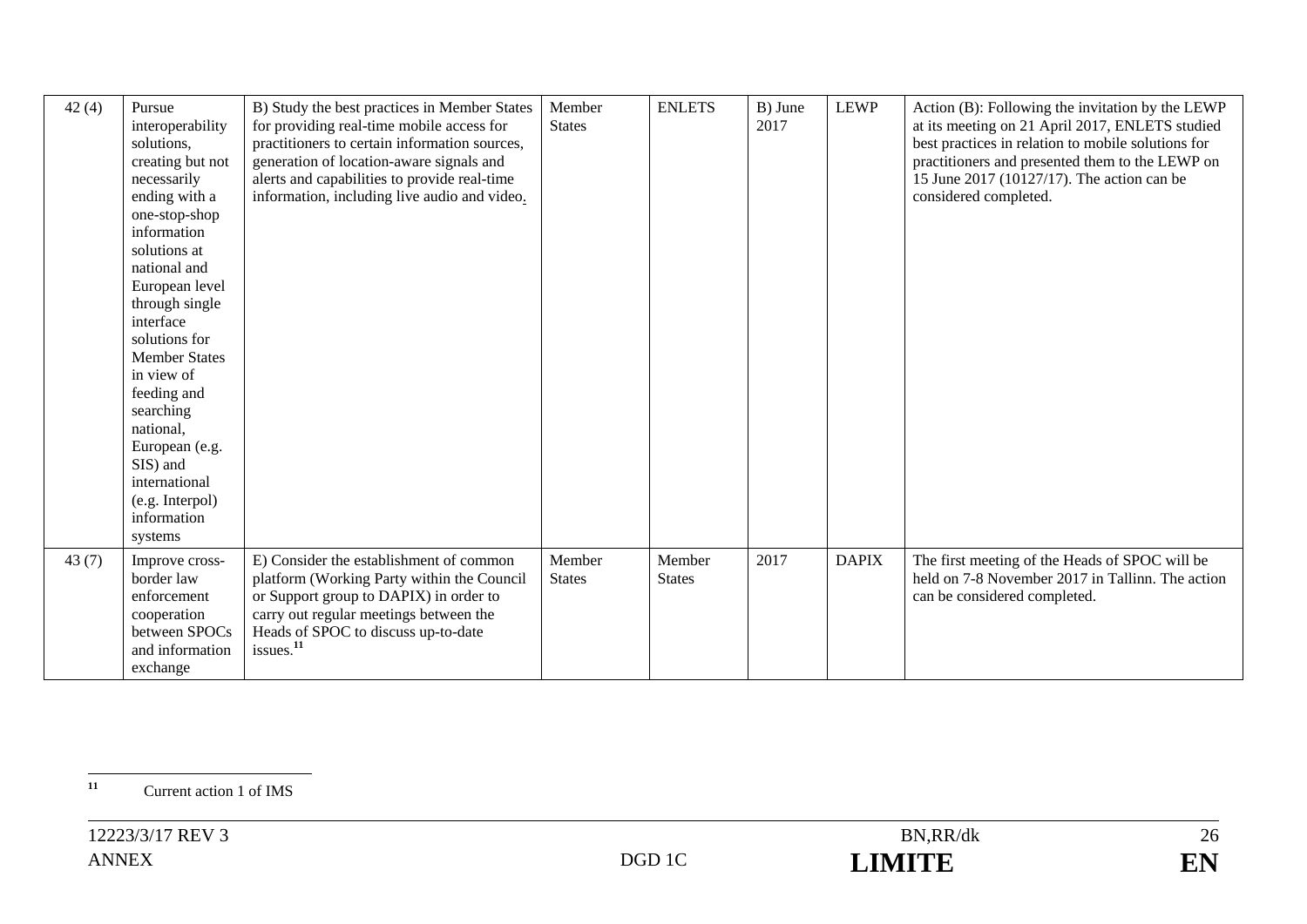| 42 (4) | Pursue interoperability solutions, creating but not necessarily ending with a one-stop-shop information solutions at national and European level through single interface solutions for Member States in view of feeding and searching national, European (e.g. SIS) and international (e.g. Interpol) information systems | B) Study the best practices in Member States for providing real-time mobile access for practitioners to certain information sources, generation of location-aware signals and alerts and capabilities to provide real-time information, including live audio and video. | Member States | ENLETS | B) June 2017 | LEWP | Action (B): Following the invitation by the LEWP at its meeting on 21 April 2017, ENLETS studied best practices in relation to mobile solutions for practitioners and presented them to the LEWP on 15 June 2017 (10127/17). The action can be considered completed. |
|---|---|---|---|---|---|---|---|
| 43 (7) | Improve cross-border law enforcement cooperation between SPOCs and information exchange | E) Consider the establishment of common platform (Working Party within the Council or Support group to DAPIX) in order to carry out regular meetings between the Heads of SPOC to discuss up-to-date issues.[11] | Member States | Member States | 2017 | DAPIX | The first meeting of the Heads of SPOC will be held on 7-8 November 2017 in Tallinn. The action can be considered completed. |

[11] Current action 1 of IMS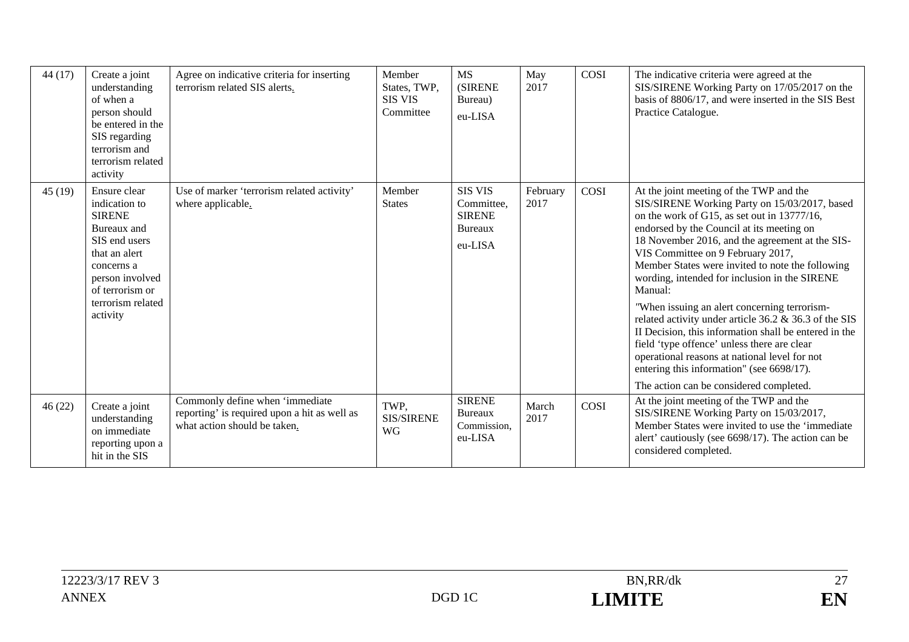| 44 (17) | Create a joint understanding of when a person should be entered in the SIS regarding terrorism and terrorism related activity | Agree on indicative criteria for inserting terrorism related SIS alerts. | Member States, TWP, SIS VIS Committee | MS (SIRENE Bureau) eu-LISA | May 2017 | COSI | The indicative criteria were agreed at the SIS/SIRENE Working Party on 17/05/2017 on the basis of 8806/17, and were inserted in the SIS Best Practice Catalogue. |
|---|---|---|---|---|---|---|---|
| 45 (19) | Ensure clear indication to SIRENE Bureaux and SIS end users that an alert concerns a person involved of terrorism or terrorism related activity | Use of marker 'terrorism related activity' where applicable. | Member States | SIS VIS Committee, SIRENE Bureaux eu-LISA | February 2017 | COSI | At the joint meeting of the TWP and the SIS/SIRENE Working Party on 15/03/2017, based on the work of G15, as set out in 13777/16, endorsed by the Council at its meeting on 18 November 2016, and the agreement at the SIS-VIS Committee on 9 February 2017, Member States were invited to note the following wording, intended for inclusion in the SIRENE Manual: "When issuing an alert concerning terrorism-related activity under article 36.2 & 36.3 of the SIS II Decision, this information shall be entered in the field 'type offence' unless there are clear operational reasons at national level for not entering this information" (see 6698/17). The action can be considered completed. |
| 46 (22) | Create a joint understanding on immediate reporting upon a hit in the SIS | Commonly define when 'immediate reporting' is required upon a hit as well as what action should be taken. | TWP, SIS/SIRENE WG | SIRENE Bureaux Commission, eu-LISA | March 2017 | COSI | At the joint meeting of the TWP and the SIS/SIRENE Working Party on 15/03/2017, Member States were invited to use the 'immediate alert' cautiously (see 6698/17). The action can be considered completed. |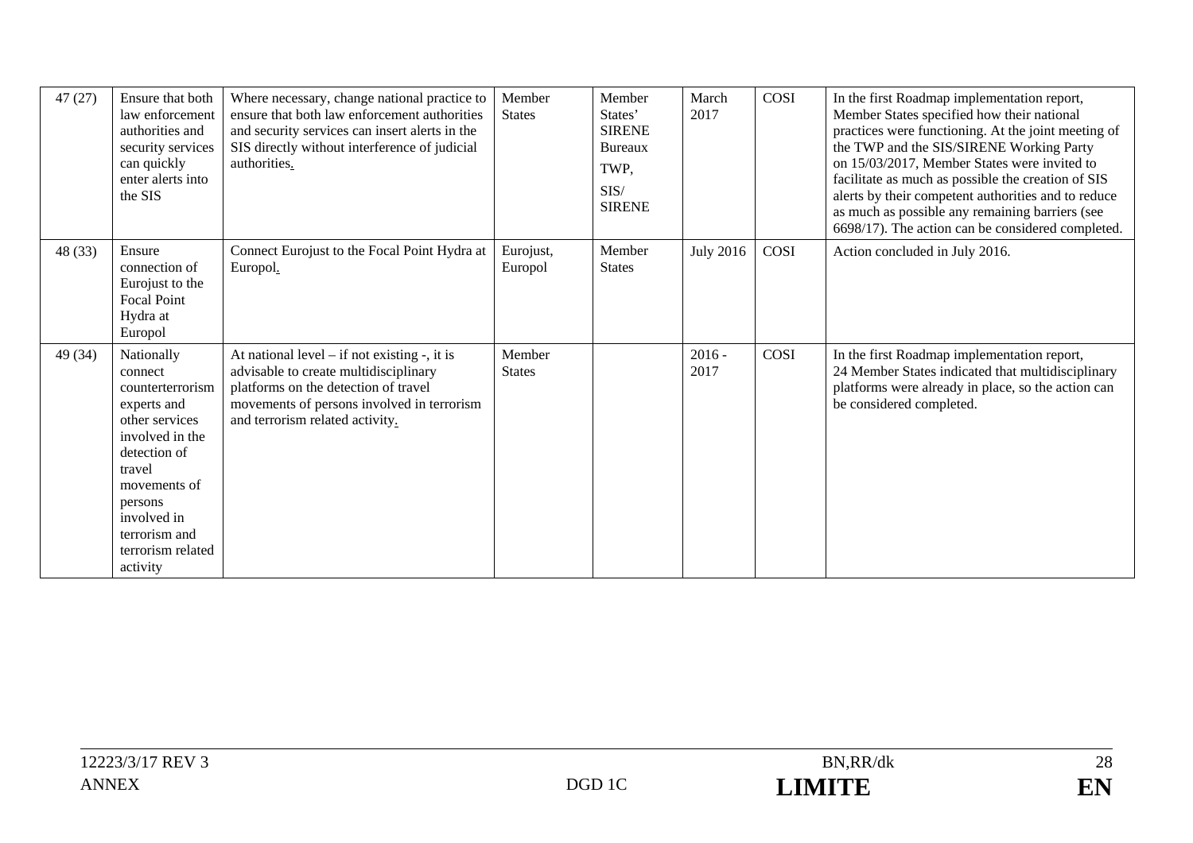| 47 (27) | Ensure that both law enforcement authorities and security services can quickly enter alerts into the SIS | Where necessary, change national practice to ensure that both law enforcement authorities and security services can insert alerts in the SIS directly without interference of judicial authorities. | Member States | Member States' SIRENE Bureaux TWP, SIS/ SIRENE | March 2017 | COSI | In the first Roadmap implementation report, Member States specified how their national practices were functioning. At the joint meeting of the TWP and the SIS/SIRENE Working Party on 15/03/2017, Member States were invited to facilitate as much as possible the creation of SIS alerts by their competent authorities and to reduce as much as possible any remaining barriers (see 6698/17). The action can be considered completed. |
|---|---|---|---|---|---|---|---|
| 48 (33) | Ensure connection of Eurojust to the Focal Point Hydra at Europol | Connect Eurojust to the Focal Point Hydra at Europol. | Eurojust, Europol | Member States | July 2016 | COSI | Action concluded in July 2016. |
| 49 (34) | Nationally connect counterterrorism experts and other services involved in the detection of travel movements of persons involved in terrorism and terrorism related activity | At national level – if not existing -, it is advisable to create multidisciplinary platforms on the detection of travel movements of persons involved in terrorism and terrorism related activity. | Member States | | 2016 - 2017 | COSI | In the first Roadmap implementation report, 24 Member States indicated that multidisciplinary platforms were already in place, so the action can be considered completed. |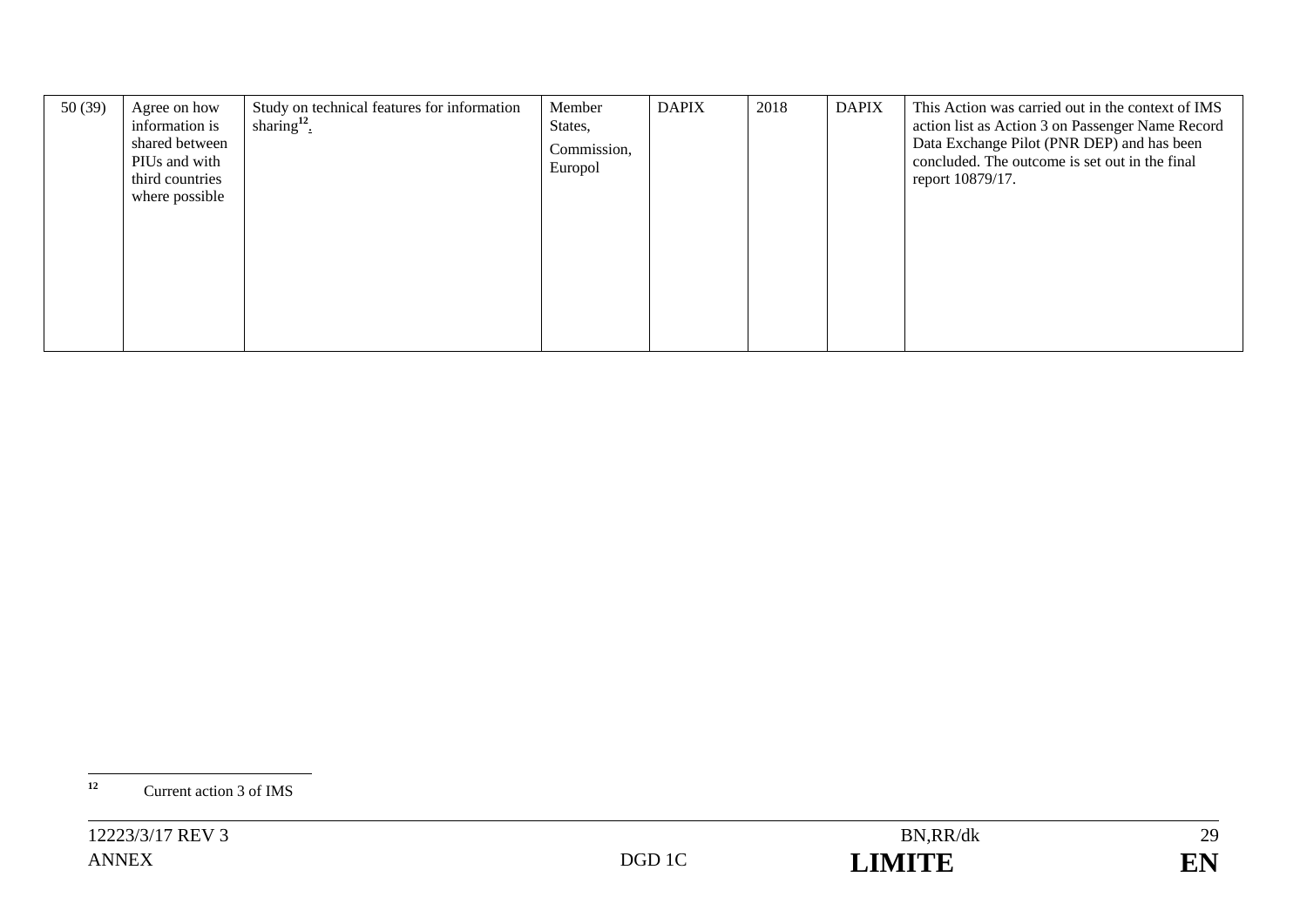| 50 (39) | Agree on how information is shared between PIUs and with third countries where possible | Study on technical features for information sharing[12]. | Member States, Commission, Europol | DAPIX | 2018 | DAPIX | This Action was carried out in the context of IMS action list as Action 3 on Passenger Name Record Data Exchange Pilot (PNR DEP) and has been concluded. The outcome is set out in the final report 10879/17. |
|---|---|---|---|---|---|---|---|

[12] Current action 3 of IMS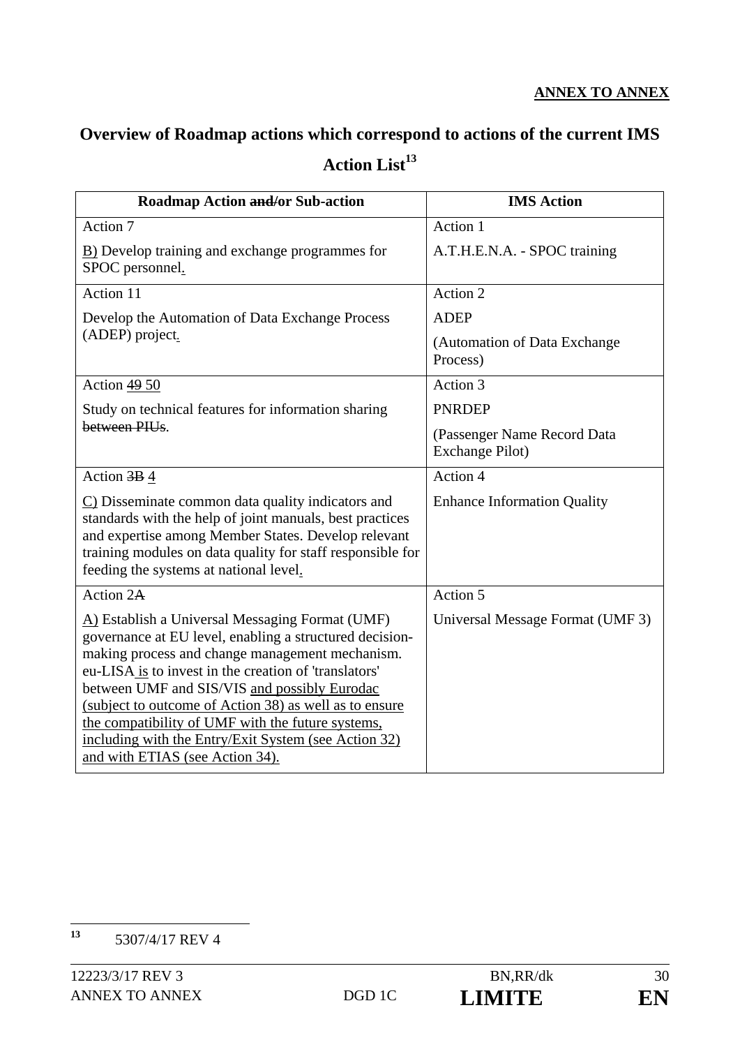**ANNEX TO ANNEX**

## Overview of Roadmap actions which correspond to actions of the current IMS Action List[13]

| Roadmap Action ~~and/~~or Sub-action | IMS Action |
|---|---|
| Action 7<br><br>B) Develop training and exchange programmes for SPOC personnel. | Action 1<br><br>A.T.H.E.N.A. - SPOC training |
| Action 11<br><br>Develop the Automation of Data Exchange Process (ADEP) project. | Action 2<br><br>ADEP<br><br>(Automation of Data Exchange Process) |
| Action ~~49~~ 50<br><br>Study on technical features for information sharing ~~between PIUs~~. | Action 3<br><br>PNRDEP<br><br>(Passenger Name Record Data Exchange Pilot) |
| Action ~~3B~~ 4<br><br>C) Disseminate common data quality indicators and standards with the help of joint manuals, best practices and expertise among Member States. Develop relevant training modules on data quality for staff responsible for feeding the systems at national level. | Action 4<br><br>Enhance Information Quality |
| Action 2~~A~~<br><br>A) Establish a Universal Messaging Format (UMF) governance at EU level, enabling a structured decision-making process and change management mechanism. eu-LISA is to invest in the creation of 'translators' between UMF and SIS/VIS and possibly Eurodac (subject to outcome of Action 38) as well as to ensure the compatibility of UMF with the future systems, including with the Entry/Exit System (see Action 32) and with ETIAS (see Action 34). | Action 5<br><br>Universal Message Format (UMF 3) |

[13] 5307/4/17 REV 4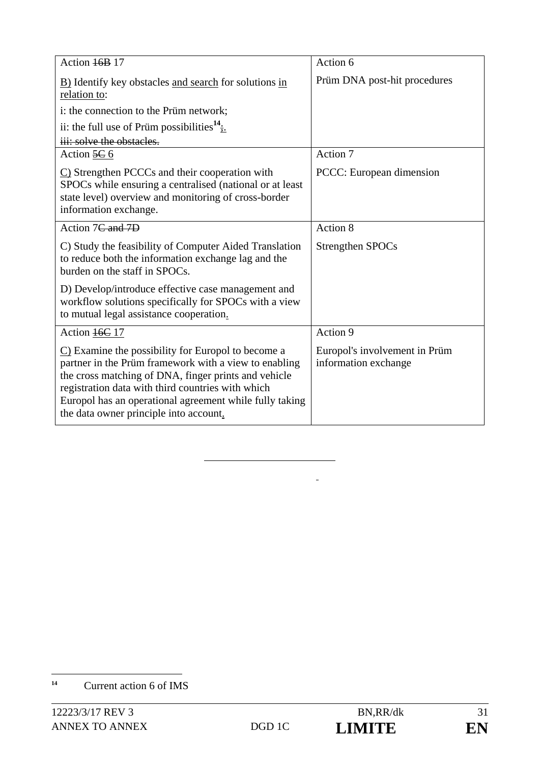| | |
|---|---|
| Action ~~16B~~ 17<br><br>B) Identify key obstacles and search for solutions in relation to:<br><br>i: the connection to the Prüm network;<br><br>ii: the full use of Prüm possibilities[14]~~;~~.<br><br>~~iii: solve the obstacles.~~ | Action 6<br><br>Prüm DNA post-hit procedures |
| Action ~~5C~~ 6<br><br>C) Strengthen PCCCs and their cooperation with SPOCs while ensuring a centralised (national or at least state level) overview and monitoring of cross-border information exchange. | Action 7<br><br>PCCC: European dimension |
| Action 7~~C and 7D~~<br><br>C) Study the feasibility of Computer Aided Translation to reduce both the information exchange lag and the burden on the staff in SPOCs.<br><br>D) Develop/introduce effective case management and workflow solutions specifically for SPOCs with a view to mutual legal assistance cooperation. | Action 8<br><br>Strengthen SPOCs |
| Action ~~16C~~ 17<br><br>C) Examine the possibility for Europol to become a partner in the Prüm framework with a view to enabling the cross matching of DNA, finger prints and vehicle registration data with third countries with which Europol has an operational agreement while fully taking the data owner principle into account. | Action 9<br><br>Europol's involvement in Prüm information exchange |

[14] Current action 6 of IMS